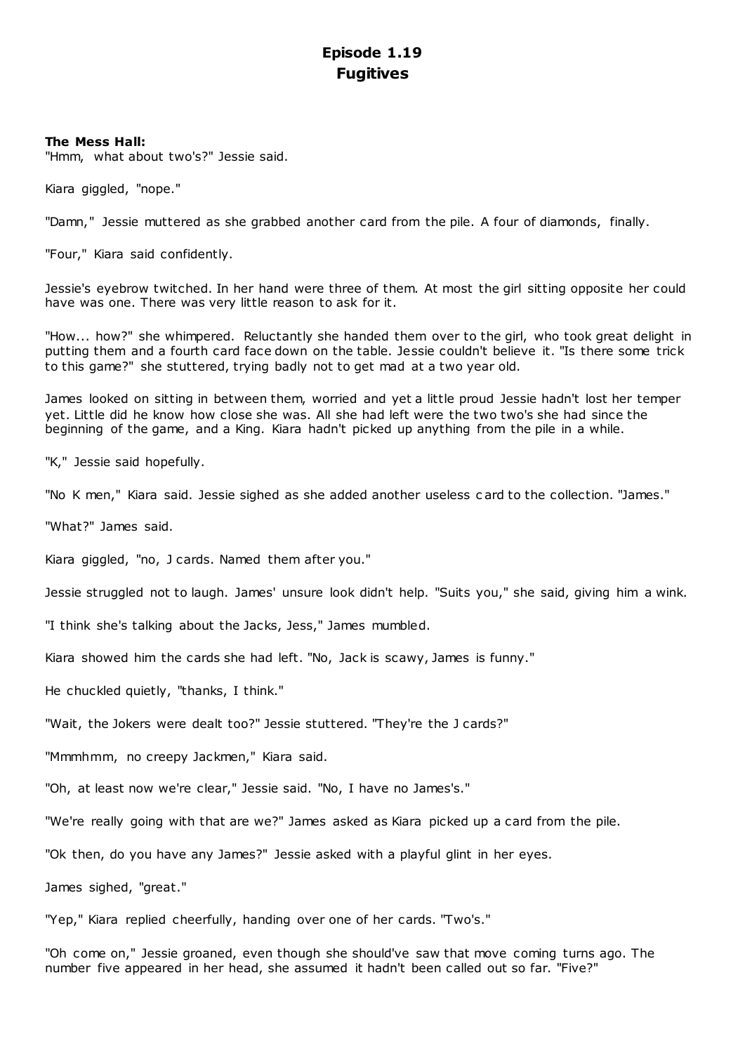# Episode 1.19
# Fugitives

**The Mess Hall:**

"Hmm, what about two's?" Jessie said.

Kiara giggled, "nope."

"Damn," Jessie muttered as she grabbed another card from the pile. A four of diamonds, finally.

"Four," Kiara said confidently.

Jessie's eyebrow twitched. In her hand were three of them. At most the girl sitting opposite her could have was one. There was very little reason to ask for it.

"How... how?" she whimpered. Reluctantly she handed them over to the girl, who took great delight in putting them and a fourth card face down on the table. Jessie couldn't believe it. "Is there some trick to this game?" she stuttered, trying badly not to get mad at a two year old.

James looked on sitting in between them, worried and yet a little proud Jessie hadn't lost her temper yet. Little did he know how close she was. All she had left were the two two's she had since the beginning of the game, and a King. Kiara hadn't picked up anything from the pile in a while.

"K," Jessie said hopefully.

"No K men," Kiara said. Jessie sighed as she added another useless card to the collection. "James."

"What?" James said.

Kiara giggled, "no, J cards. Named them after you."

Jessie struggled not to laugh. James' unsure look didn't help. "Suits you," she said, giving him a wink.

"I think she's talking about the Jacks, Jess," James mumbled.

Kiara showed him the cards she had left. "No, Jack is scawy, James is funny."

He chuckled quietly, "thanks, I think."

"Wait, the Jokers were dealt too?" Jessie stuttered. "They're the J cards?"

"Mmmhmm, no creepy Jackmen," Kiara said.

"Oh, at least now we're clear," Jessie said. "No, I have no James's."

"We're really going with that are we?" James asked as Kiara picked up a card from the pile.

"Ok then, do you have any James?" Jessie asked with a playful glint in her eyes.

James sighed, "great."

"Yep," Kiara replied cheerfully, handing over one of her cards. "Two's."

"Oh come on," Jessie groaned, even though she should've saw that move coming turns ago. The number five appeared in her head, she assumed it hadn't been called out so far. "Five?"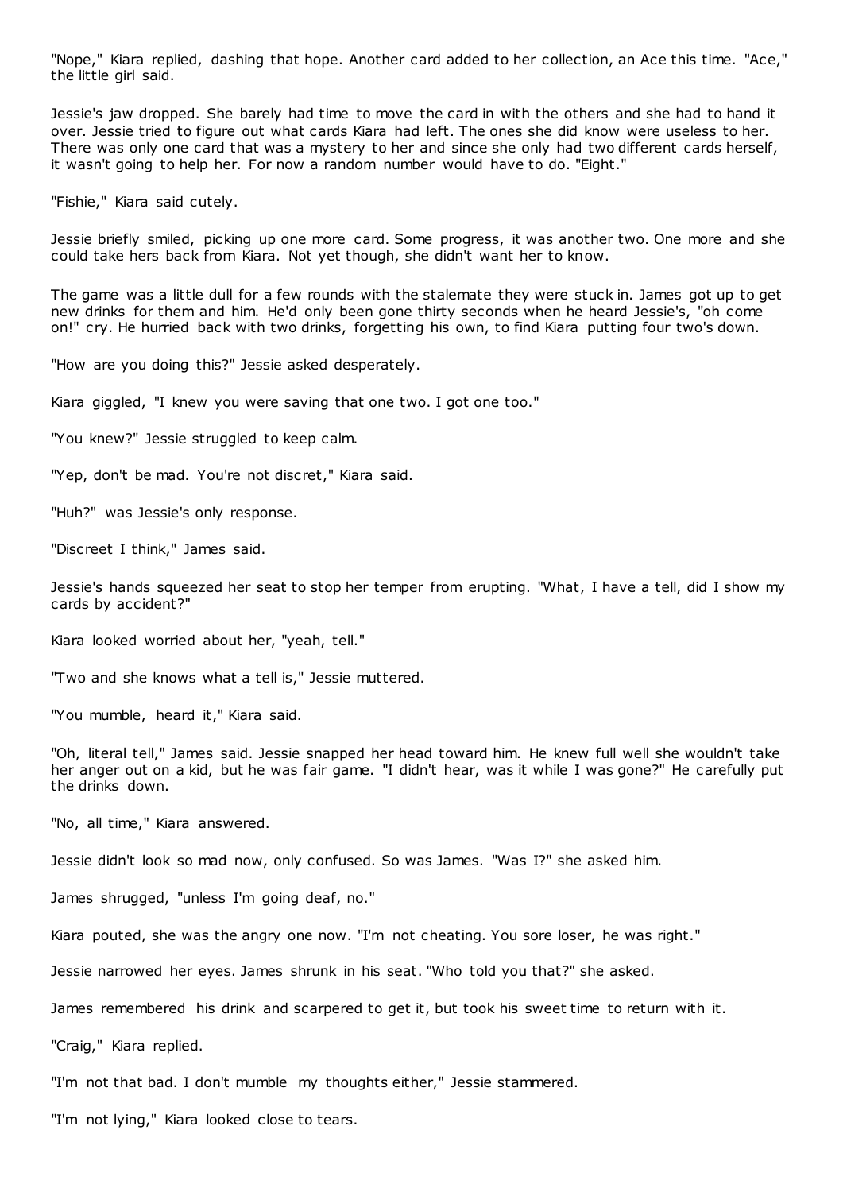"Nope," Kiara replied, dashing that hope. Another card added to her collection, an Ace this time. "Ace," the little girl said.

Jessie's jaw dropped. She barely had time to move the card in with the others and she had to hand it over. Jessie tried to figure out what cards Kiara had left. The ones she did know were useless to her. There was only one card that was a mystery to her and since she only had two different cards herself, it wasn't going to help her. For now a random number would have to do. "Eight."

"Fishie," Kiara said cutely.

Jessie briefly smiled, picking up one more card. Some progress, it was another two. One more and she could take hers back from Kiara. Not yet though, she didn't want her to know.

The game was a little dull for a few rounds with the stalemate they were stuck in. James got up to get new drinks for them and him. He'd only been gone thirty seconds when he heard Jessie's, "oh come on!" cry. He hurried back with two drinks, forgetting his own, to find Kiara putting four two's down.

"How are you doing this?" Jessie asked desperately.

Kiara giggled, "I knew you were saving that one two. I got one too."

"You knew?" Jessie struggled to keep calm.

"Yep, don't be mad. You're not discret," Kiara said.

"Huh?" was Jessie's only response.

"Discreet I think," James said.

Jessie's hands squeezed her seat to stop her temper from erupting. "What, I have a tell, did I show my cards by accident?"

Kiara looked worried about her, "yeah, tell."

"Two and she knows what a tell is," Jessie muttered.

"You mumble, heard it," Kiara said.

"Oh, literal tell," James said. Jessie snapped her head toward him. He knew full well she wouldn't take her anger out on a kid, but he was fair game. "I didn't hear, was it while I was gone?" He carefully put the drinks down.

"No, all time," Kiara answered.

Jessie didn't look so mad now, only confused. So was James. "Was I?" she asked him.

James shrugged, "unless I'm going deaf, no."

Kiara pouted, she was the angry one now. "I'm not cheating. You sore loser, he was right."

Jessie narrowed her eyes. James shrunk in his seat. "Who told you that?" she asked.

James remembered his drink and scarpered to get it, but took his sweet time to return with it.

"Craig," Kiara replied.

"I'm not that bad. I don't mumble my thoughts either," Jessie stammered.

"I'm not lying," Kiara looked close to tears.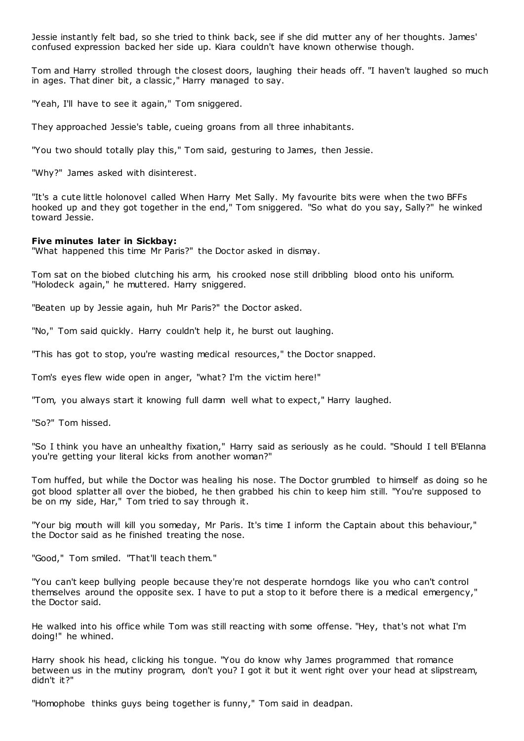Jessie instantly felt bad, so she tried to think back, see if she did mutter any of her thoughts. James' confused expression backed her side up. Kiara couldn't have known otherwise though.

Tom and Harry strolled through the closest doors, laughing their heads off. "I haven't laughed so much in ages. That diner bit, a classic," Harry managed to say.

"Yeah, I'll have to see it again," Tom sniggered.

They approached Jessie's table, cueing groans from all three inhabitants.

"You two should totally play this," Tom said, gesturing to James, then Jessie.

"Why?" James asked with disinterest.

"It's a cute little holonovel called When Harry Met Sally. My favourite bits were when the two BFFs hooked up and they got together in the end," Tom sniggered. "So what do you say, Sally?" he winked toward Jessie.

**Five minutes later in Sickbay:**
"What happened this time Mr Paris?" the Doctor asked in dismay.

Tom sat on the biobed clutching his arm, his crooked nose still dribbling blood onto his uniform. "Holodeck again," he muttered. Harry sniggered.

"Beaten up by Jessie again, huh Mr Paris?" the Doctor asked.

"No," Tom said quickly. Harry couldn't help it, he burst out laughing.

"This has got to stop, you're wasting medical resources," the Doctor snapped.

Tom's eyes flew wide open in anger, "what? I'm the victim here!"

"Tom, you always start it knowing full damn well what to expect," Harry laughed.

"So?" Tom hissed.

"So I think you have an unhealthy fixation," Harry said as seriously as he could. "Should I tell B'Elanna you're getting your literal kicks from another woman?"

Tom huffed, but while the Doctor was healing his nose. The Doctor grumbled to himself as doing so he got blood splatter all over the biobed, he then grabbed his chin to keep him still. "You're supposed to be on my side, Har," Tom tried to say through it.

"Your big mouth will kill you someday, Mr Paris. It's time I inform the Captain about this behaviour," the Doctor said as he finished treating the nose.

"Good," Tom smiled. "That'll teach them."

"You can't keep bullying people because they're not desperate horndogs like you who can't control themselves around the opposite sex. I have to put a stop to it before there is a medical emergency," the Doctor said.

He walked into his office while Tom was still reacting with some offense. "Hey, that's not what I'm doing!" he whined.

Harry shook his head, clicking his tongue. "You do know why James programmed that romance between us in the mutiny program, don't you? I got it but it went right over your head at slipstream, didn't it?"

"Homophobe thinks guys being together is funny," Tom said in deadpan.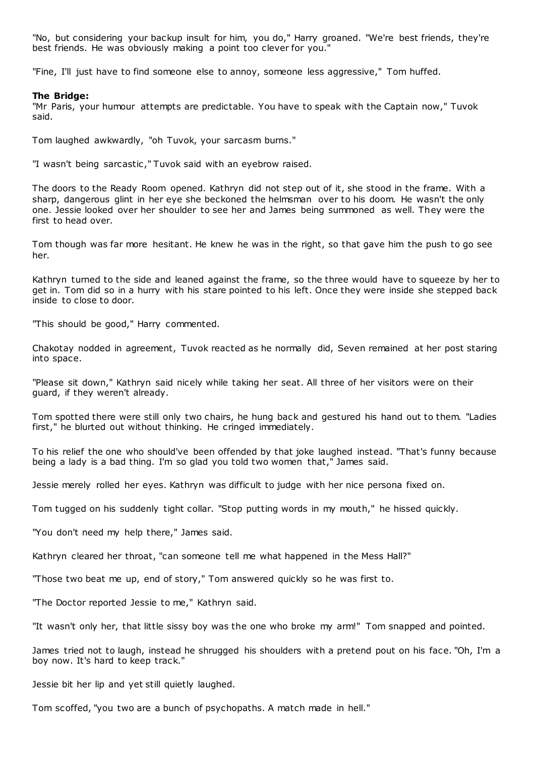"No, but considering your backup insult for him, you do," Harry groaned. "We're best friends, they're best friends. He was obviously making a point too clever for you."

"Fine, I'll just have to find someone else to annoy, someone less aggressive," Tom huffed.

**The Bridge:**

"Mr Paris, your humour attempts are predictable. You have to speak with the Captain now," Tuvok said.

Tom laughed awkwardly, "oh Tuvok, your sarcasm burns."

"I wasn't being sarcastic," Tuvok said with an eyebrow raised.

The doors to the Ready Room opened. Kathryn did not step out of it, she stood in the frame. With a sharp, dangerous glint in her eye she beckoned the helmsman over to his doom. He wasn't the only one. Jessie looked over her shoulder to see her and James being summoned as well. They were the first to head over.

Tom though was far more hesitant. He knew he was in the right, so that gave him the push to go see her.

Kathryn turned to the side and leaned against the frame, so the three would have to squeeze by her to get in. Tom did so in a hurry with his stare pointed to his left. Once they were inside she stepped back inside to close to door.

"This should be good," Harry commented.

Chakotay nodded in agreement, Tuvok reacted as he normally did, Seven remained at her post staring into space.

"Please sit down," Kathryn said nicely while taking her seat. All three of her visitors were on their guard, if they weren't already.

Tom spotted there were still only two chairs, he hung back and gestured his hand out to them. "Ladies first," he blurted out without thinking. He cringed immediately.

To his relief the one who should've been offended by that joke laughed instead. "That's funny because being a lady is a bad thing. I'm so glad you told two women that," James said.

Jessie merely rolled her eyes. Kathryn was difficult to judge with her nice persona fixed on.

Tom tugged on his suddenly tight collar. "Stop putting words in my mouth," he hissed quickly.

"You don't need my help there," James said.

Kathryn cleared her throat, "can someone tell me what happened in the Mess Hall?"

"Those two beat me up, end of story," Tom answered quickly so he was first to.

"The Doctor reported Jessie to me," Kathryn said.

"It wasn't only her, that little sissy boy was the one who broke my arm!" Tom snapped and pointed.

James tried not to laugh, instead he shrugged his shoulders with a pretend pout on his face. "Oh, I'm a boy now. It's hard to keep track."

Jessie bit her lip and yet still quietly laughed.

Tom scoffed, "you two are a bunch of psychopaths. A match made in hell."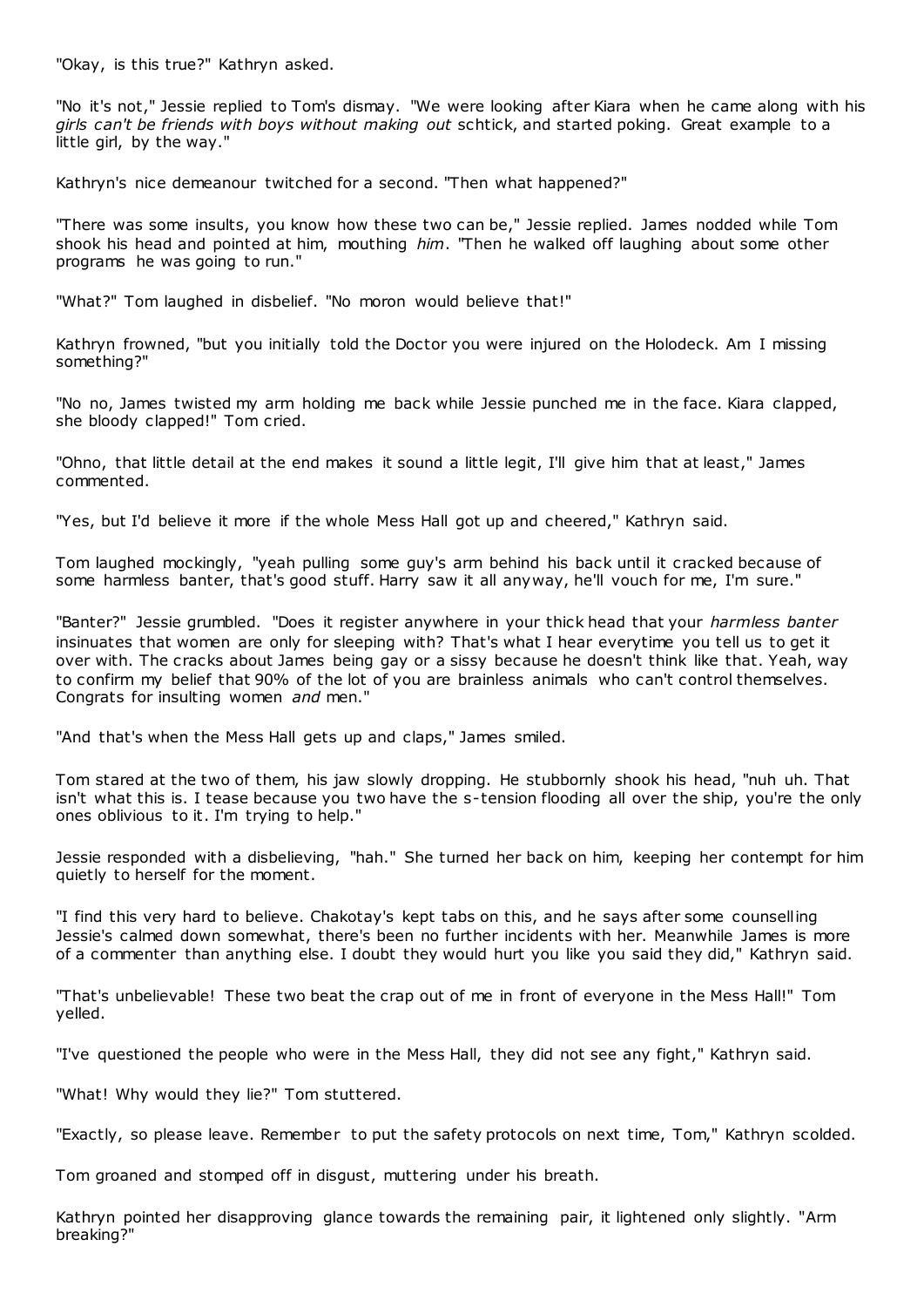"Okay, is this true?" Kathryn asked.

"No it's not," Jessie replied to Tom's dismay. "We were looking after Kiara when he came along with his *girls can't be friends with boys without making out* schtick, and started poking. Great example to a little girl, by the way."

Kathryn's nice demeanour twitched for a second. "Then what happened?"

"There was some insults, you know how these two can be," Jessie replied. James nodded while Tom shook his head and pointed at him, mouthing *him*. "Then he walked off laughing about some other programs he was going to run."

"What?" Tom laughed in disbelief. "No moron would believe that!"

Kathryn frowned, "but you initially told the Doctor you were injured on the Holodeck. Am I missing something?"

"No no, James twisted my arm holding me back while Jessie punched me in the face. Kiara clapped, she bloody clapped!" Tom cried.

"Ohno, that little detail at the end makes it sound a little legit, I'll give him that at least," James commented.

"Yes, but I'd believe it more if the whole Mess Hall got up and cheered," Kathryn said.

Tom laughed mockingly, "yeah pulling some guy's arm behind his back until it cracked because of some harmless banter, that's good stuff. Harry saw it all anyway, he'll vouch for me, I'm sure."

"Banter?" Jessie grumbled. "Does it register anywhere in your thick head that your *harmless banter* insinuates that women are only for sleeping with? That's what I hear everytime you tell us to get it over with. The cracks about James being gay or a sissy because he doesn't think like that. Yeah, way to confirm my belief that 90% of the lot of you are brainless animals who can't control themselves. Congrats for insulting women *and* men."

"And that's when the Mess Hall gets up and claps," James smiled.

Tom stared at the two of them, his jaw slowly dropping. He stubbornly shook his head, "nuh uh. That isn't what this is. I tease because you two have the s-tension flooding all over the ship, you're the only ones oblivious to it. I'm trying to help."

Jessie responded with a disbelieving, "hah." She turned her back on him, keeping her contempt for him quietly to herself for the moment.

"I find this very hard to believe. Chakotay's kept tabs on this, and he says after some counselling Jessie's calmed down somewhat, there's been no further incidents with her. Meanwhile James is more of a commenter than anything else. I doubt they would hurt you like you said they did," Kathryn said.

"That's unbelievable! These two beat the crap out of me in front of everyone in the Mess Hall!" Tom yelled.

"I've questioned the people who were in the Mess Hall, they did not see any fight," Kathryn said.

"What! Why would they lie?" Tom stuttered.

"Exactly, so please leave. Remember to put the safety protocols on next time, Tom," Kathryn scolded.

Tom groaned and stomped off in disgust, muttering under his breath.

Kathryn pointed her disapproving glance towards the remaining pair, it lightened only slightly. "Arm breaking?"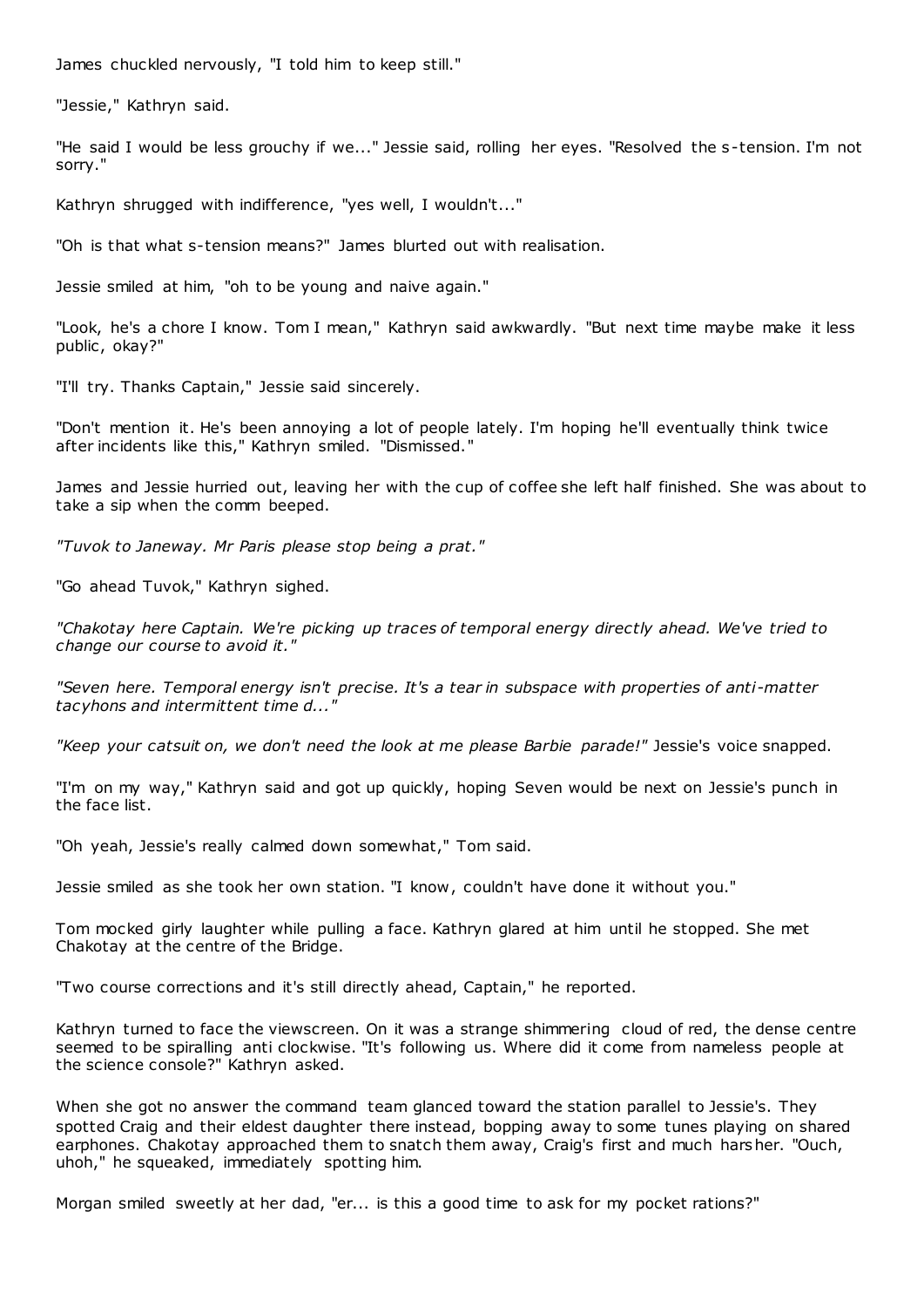James chuckled nervously, "I told him to keep still."

"Jessie," Kathryn said.

"He said I would be less grouchy if we..." Jessie said, rolling her eyes. "Resolved the s-tension. I'm not sorry."

Kathryn shrugged with indifference, "yes well, I wouldn't..."

"Oh is that what s-tension means?" James blurted out with realisation.

Jessie smiled at him, "oh to be young and naive again."

"Look, he's a chore I know. Tom I mean," Kathryn said awkwardly. "But next time maybe make it less public, okay?"

"I'll try. Thanks Captain," Jessie said sincerely.

"Don't mention it. He's been annoying a lot of people lately. I'm hoping he'll eventually think twice after incidents like this," Kathryn smiled. "Dismissed."

James and Jessie hurried out, leaving her with the cup of coffee she left half finished. She was about to take a sip when the comm beeped.

*"Tuvok to Janeway. Mr Paris please stop being a prat."*

"Go ahead Tuvok," Kathryn sighed.

*"Chakotay here Captain. We're picking up traces of temporal energy directly ahead. We've tried to change our course to avoid it."*

*"Seven here. Temporal energy isn't precise. It's a tear in subspace with properties of anti-matter tacyhons and intermittent time d..."*

*"Keep your catsuit on, we don't need the look at me please Barbie parade!"* Jessie's voice snapped.

"I'm on my way," Kathryn said and got up quickly, hoping Seven would be next on Jessie's punch in the face list.

"Oh yeah, Jessie's really calmed down somewhat," Tom said.

Jessie smiled as she took her own station. "I know, couldn't have done it without you."

Tom mocked girly laughter while pulling a face. Kathryn glared at him until he stopped. She met Chakotay at the centre of the Bridge.

"Two course corrections and it's still directly ahead, Captain," he reported.

Kathryn turned to face the viewscreen. On it was a strange shimmering cloud of red, the dense centre seemed to be spiralling anti clockwise. "It's following us. Where did it come from nameless people at the science console?" Kathryn asked.

When she got no answer the command team glanced toward the station parallel to Jessie's. They spotted Craig and their eldest daughter there instead, bopping away to some tunes playing on shared earphones. Chakotay approached them to snatch them away, Craig's first and much harsher. "Ouch, uhoh," he squeaked, immediately spotting him.

Morgan smiled sweetly at her dad, "er... is this a good time to ask for my pocket rations?"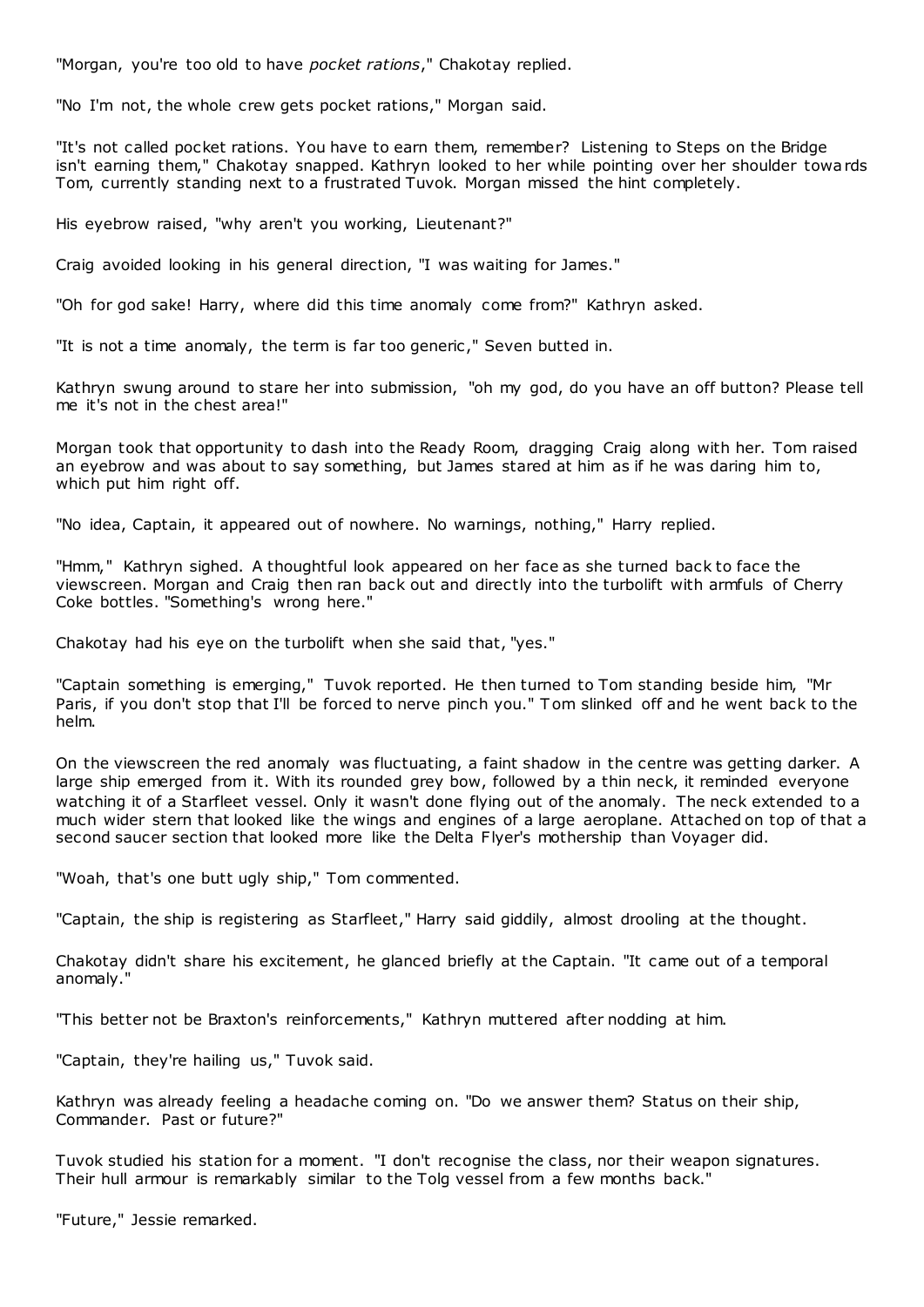"Morgan, you're too old to have *pocket rations*," Chakotay replied.

"No I'm not, the whole crew gets pocket rations," Morgan said.

"It's not called pocket rations. You have to earn them, remember? Listening to Steps on the Bridge isn't earning them," Chakotay snapped. Kathryn looked to her while pointing over her shoulder towards Tom, currently standing next to a frustrated Tuvok. Morgan missed the hint completely.

His eyebrow raised, "why aren't you working, Lieutenant?"

Craig avoided looking in his general direction, "I was waiting for James."

"Oh for god sake! Harry, where did this time anomaly come from?" Kathryn asked.

"It is not a time anomaly, the term is far too generic," Seven butted in.

Kathryn swung around to stare her into submission, "oh my god, do you have an off button? Please tell me it's not in the chest area!"

Morgan took that opportunity to dash into the Ready Room, dragging Craig along with her. Tom raised an eyebrow and was about to say something, but James stared at him as if he was daring him to, which put him right off.

"No idea, Captain, it appeared out of nowhere. No warnings, nothing," Harry replied.

"Hmm," Kathryn sighed. A thoughtful look appeared on her face as she turned back to face the viewscreen. Morgan and Craig then ran back out and directly into the turbolift with armfuls of Cherry Coke bottles. "Something's wrong here."

Chakotay had his eye on the turbolift when she said that, "yes."

"Captain something is emerging," Tuvok reported. He then turned to Tom standing beside him, "Mr Paris, if you don't stop that I'll be forced to nerve pinch you." Tom slinked off and he went back to the helm.

On the viewscreen the red anomaly was fluctuating, a faint shadow in the centre was getting darker. A large ship emerged from it. With its rounded grey bow, followed by a thin neck, it reminded everyone watching it of a Starfleet vessel. Only it wasn't done flying out of the anomaly. The neck extended to a much wider stern that looked like the wings and engines of a large aeroplane. Attached on top of that a second saucer section that looked more like the Delta Flyer's mothership than Voyager did.

"Woah, that's one butt ugly ship," Tom commented.

"Captain, the ship is registering as Starfleet," Harry said giddily, almost drooling at the thought.

Chakotay didn't share his excitement, he glanced briefly at the Captain. "It came out of a temporal anomaly."

"This better not be Braxton's reinforcements," Kathryn muttered after nodding at him.

"Captain, they're hailing us," Tuvok said.

Kathryn was already feeling a headache coming on. "Do we answer them? Status on their ship, Commander. Past or future?"

Tuvok studied his station for a moment. "I don't recognise the class, nor their weapon signatures. Their hull armour is remarkably similar to the Tolg vessel from a few months back."

"Future," Jessie remarked.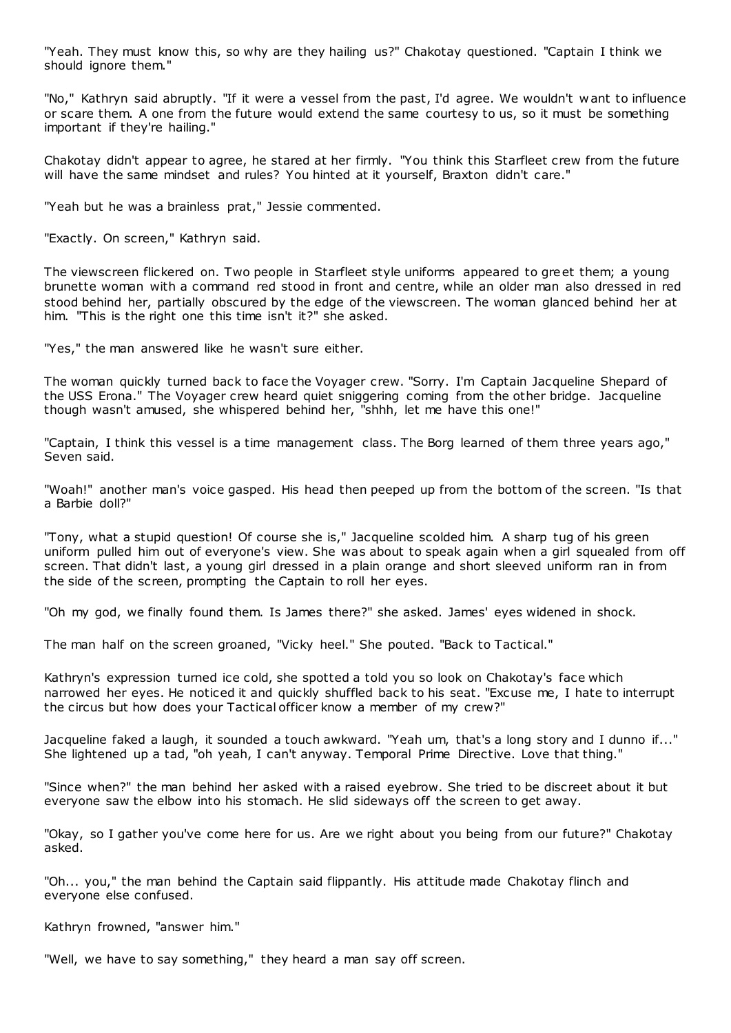"Yeah. They must know this, so why are they hailing us?" Chakotay questioned. "Captain I think we should ignore them."

"No," Kathryn said abruptly. "If it were a vessel from the past, I'd agree. We wouldn't want to influence or scare them. A one from the future would extend the same courtesy to us, so it must be something important if they're hailing."

Chakotay didn't appear to agree, he stared at her firmly. "You think this Starfleet crew from the future will have the same mindset and rules? You hinted at it yourself, Braxton didn't care."

"Yeah but he was a brainless prat," Jessie commented.

"Exactly. On screen," Kathryn said.

The viewscreen flickered on. Two people in Starfleet style uniforms appeared to greet them; a young brunette woman with a command red stood in front and centre, while an older man also dressed in red stood behind her, partially obscured by the edge of the viewscreen. The woman glanced behind her at him. "This is the right one this time isn't it?" she asked.

"Yes," the man answered like he wasn't sure either.

The woman quickly turned back to face the Voyager crew. "Sorry. I'm Captain Jacqueline Shepard of the USS Erona." The Voyager crew heard quiet sniggering coming from the other bridge. Jacqueline though wasn't amused, she whispered behind her, "shhh, let me have this one!"

"Captain, I think this vessel is a time management class. The Borg learned of them three years ago," Seven said.

"Woah!" another man's voice gasped. His head then peeped up from the bottom of the screen. "Is that a Barbie doll?"

"Tony, what a stupid question! Of course she is," Jacqueline scolded him. A sharp tug of his green uniform pulled him out of everyone's view. She was about to speak again when a girl squealed from off screen. That didn't last, a young girl dressed in a plain orange and short sleeved uniform ran in from the side of the screen, prompting the Captain to roll her eyes.

"Oh my god, we finally found them. Is James there?" she asked. James' eyes widened in shock.

The man half on the screen groaned, "Vicky heel." She pouted. "Back to Tactical."

Kathryn's expression turned ice cold, she spotted a told you so look on Chakotay's face which narrowed her eyes. He noticed it and quickly shuffled back to his seat. "Excuse me, I hate to interrupt the circus but how does your Tactical officer know a member of my crew?"

Jacqueline faked a laugh, it sounded a touch awkward. "Yeah um, that's a long story and I dunno if..." She lightened up a tad, "oh yeah, I can't anyway. Temporal Prime Directive. Love that thing."

"Since when?" the man behind her asked with a raised eyebrow. She tried to be discreet about it but everyone saw the elbow into his stomach. He slid sideways off the screen to get away.

"Okay, so I gather you've come here for us. Are we right about you being from our future?" Chakotay asked.

"Oh... you," the man behind the Captain said flippantly. His attitude made Chakotay flinch and everyone else confused.

Kathryn frowned, "answer him."

"Well, we have to say something," they heard a man say off screen.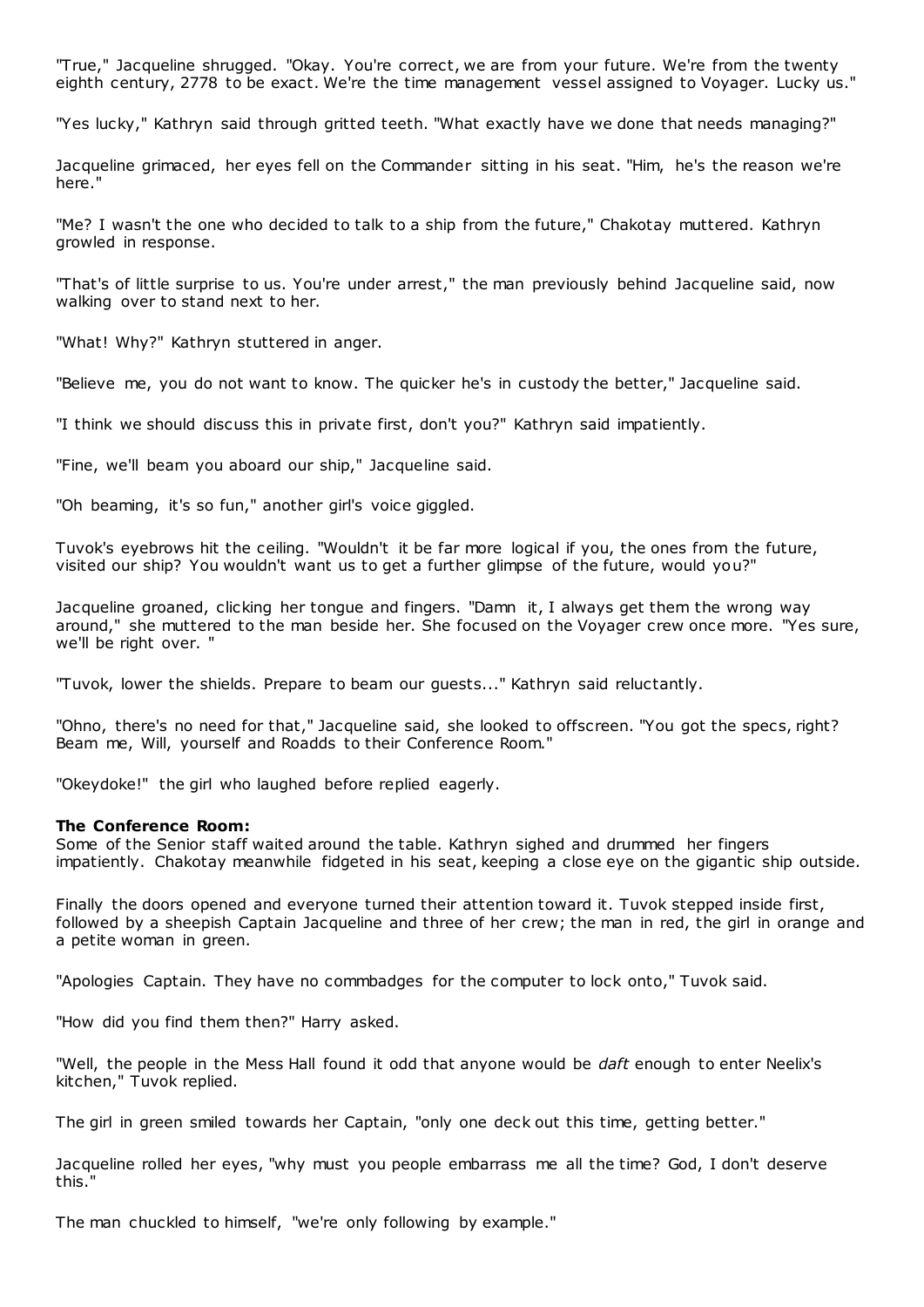"True," Jacqueline shrugged. "Okay. You're correct, we are from your future. We're from the twenty eighth century, 2778 to be exact. We're the time management vessel assigned to Voyager. Lucky us."

"Yes lucky," Kathryn said through gritted teeth. "What exactly have we done that needs managing?"

Jacqueline grimaced, her eyes fell on the Commander sitting in his seat. "Him, he's the reason we're here."

"Me? I wasn't the one who decided to talk to a ship from the future," Chakotay muttered. Kathryn growled in response.

"That's of little surprise to us. You're under arrest," the man previously behind Jacqueline said, now walking over to stand next to her.

"What! Why?" Kathryn stuttered in anger.

"Believe me, you do not want to know. The quicker he's in custody the better," Jacqueline said.

"I think we should discuss this in private first, don't you?" Kathryn said impatiently.

"Fine, we'll beam you aboard our ship," Jacqueline said.

"Oh beaming, it's so fun," another girl's voice giggled.

Tuvok's eyebrows hit the ceiling. "Wouldn't it be far more logical if you, the ones from the future, visited our ship? You wouldn't want us to get a further glimpse of the future, would you?"

Jacqueline groaned, clicking her tongue and fingers. "Damn it, I always get them the wrong way around," she muttered to the man beside her. She focused on the Voyager crew once more. "Yes sure, we'll be right over. "

"Tuvok, lower the shields. Prepare to beam our guests..." Kathryn said reluctantly.

"Ohno, there's no need for that," Jacqueline said, she looked to offscreen. "You got the specs, right? Beam me, Will, yourself and Roadds to their Conference Room."

"Okeydoke!" the girl who laughed before replied eagerly.

**The Conference Room:**
Some of the Senior staff waited around the table. Kathryn sighed and drummed her fingers impatiently. Chakotay meanwhile fidgeted in his seat, keeping a close eye on the gigantic ship outside.

Finally the doors opened and everyone turned their attention toward it. Tuvok stepped inside first, followed by a sheepish Captain Jacqueline and three of her crew; the man in red, the girl in orange and a petite woman in green.

"Apologies Captain. They have no commbadges for the computer to lock onto," Tuvok said.

"How did you find them then?" Harry asked.

"Well, the people in the Mess Hall found it odd that anyone would be *daft* enough to enter Neelix's kitchen," Tuvok replied.

The girl in green smiled towards her Captain, "only one deck out this time, getting better."

Jacqueline rolled her eyes, "why must you people embarrass me all the time? God, I don't deserve this."

The man chuckled to himself, "we're only following by example."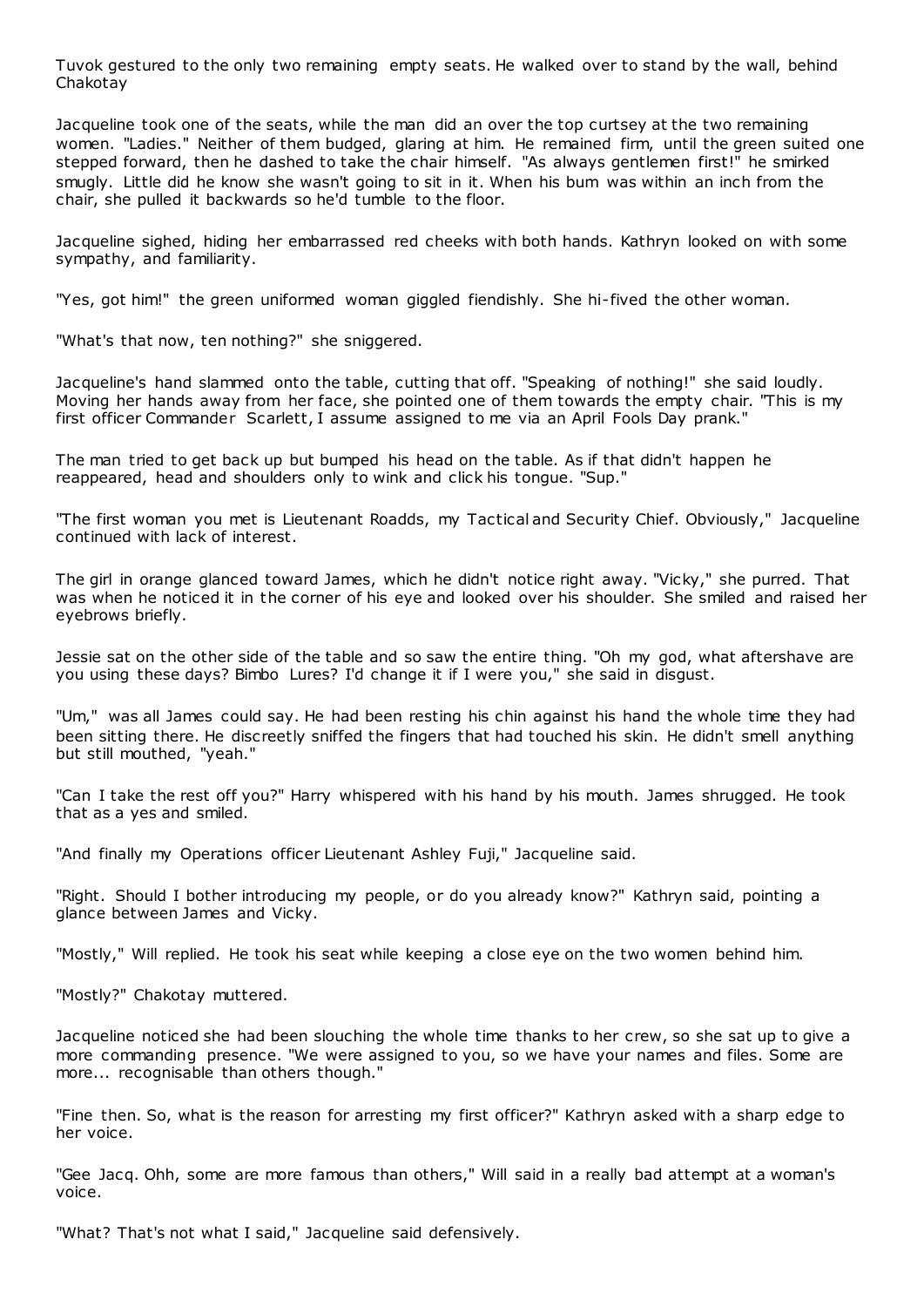Tuvok gestured to the only two remaining empty seats. He walked over to stand by the wall, behind Chakotay

Jacqueline took one of the seats, while the man did an over the top curtsey at the two remaining women. "Ladies." Neither of them budged, glaring at him. He remained firm, until the green suited one stepped forward, then he dashed to take the chair himself. "As always gentlemen first!" he smirked smugly. Little did he know she wasn't going to sit in it. When his bum was within an inch from the chair, she pulled it backwards so he'd tumble to the floor.

Jacqueline sighed, hiding her embarrassed red cheeks with both hands. Kathryn looked on with some sympathy, and familiarity.

"Yes, got him!" the green uniformed woman giggled fiendishly. She hi-fived the other woman.

"What's that now, ten nothing?" she sniggered.

Jacqueline's hand slammed onto the table, cutting that off. "Speaking of nothing!" she said loudly. Moving her hands away from her face, she pointed one of them towards the empty chair. "This is my first officer Commander Scarlett, I assume assigned to me via an April Fools Day prank."

The man tried to get back up but bumped his head on the table. As if that didn't happen he reappeared, head and shoulders only to wink and click his tongue. "Sup."

"The first woman you met is Lieutenant Roadds, my Tactical and Security Chief. Obviously," Jacqueline continued with lack of interest.

The girl in orange glanced toward James, which he didn't notice right away. "Vicky," she purred. That was when he noticed it in the corner of his eye and looked over his shoulder. She smiled and raised her eyebrows briefly.

Jessie sat on the other side of the table and so saw the entire thing. "Oh my god, what aftershave are you using these days? Bimbo Lures? I'd change it if I were you," she said in disgust.

"Um," was all James could say. He had been resting his chin against his hand the whole time they had been sitting there. He discreetly sniffed the fingers that had touched his skin. He didn't smell anything but still mouthed, "yeah."

"Can I take the rest off you?" Harry whispered with his hand by his mouth. James shrugged. He took that as a yes and smiled.

"And finally my Operations officer Lieutenant Ashley Fuji," Jacqueline said.

"Right. Should I bother introducing my people, or do you already know?" Kathryn said, pointing a glance between James and Vicky.

"Mostly," Will replied. He took his seat while keeping a close eye on the two women behind him.

"Mostly?" Chakotay muttered.

Jacqueline noticed she had been slouching the whole time thanks to her crew, so she sat up to give a more commanding presence. "We were assigned to you, so we have your names and files. Some are more... recognisable than others though."

"Fine then. So, what is the reason for arresting my first officer?" Kathryn asked with a sharp edge to her voice.

"Gee Jacq. Ohh, some are more famous than others," Will said in a really bad attempt at a woman's voice.

"What? That's not what I said," Jacqueline said defensively.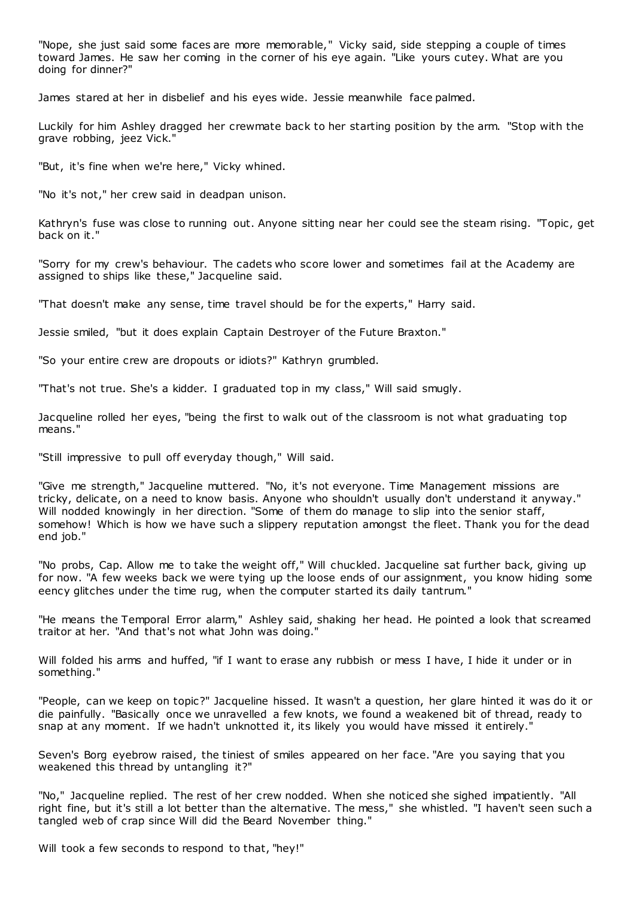"Nope, she just said some faces are more memorable," Vicky said, side stepping a couple of times toward James. He saw her coming in the corner of his eye again. "Like yours cutey. What are you doing for dinner?"

James stared at her in disbelief and his eyes wide. Jessie meanwhile face palmed.

Luckily for him Ashley dragged her crewmate back to her starting position by the arm. "Stop with the grave robbing, jeez Vick."

"But, it's fine when we're here," Vicky whined.

"No it's not," her crew said in deadpan unison.

Kathryn's fuse was close to running out. Anyone sitting near her could see the steam rising. "Topic, get back on it."

"Sorry for my crew's behaviour. The cadets who score lower and sometimes fail at the Academy are assigned to ships like these," Jacqueline said.

"That doesn't make any sense, time travel should be for the experts," Harry said.

Jessie smiled, "but it does explain Captain Destroyer of the Future Braxton."

"So your entire crew are dropouts or idiots?" Kathryn grumbled.

"That's not true. She's a kidder. I graduated top in my class," Will said smugly.

Jacqueline rolled her eyes, "being the first to walk out of the classroom is not what graduating top means."

"Still impressive to pull off everyday though," Will said.

"Give me strength," Jacqueline muttered. "No, it's not everyone. Time Management missions are tricky, delicate, on a need to know basis. Anyone who shouldn't usually don't understand it anyway." Will nodded knowingly in her direction. "Some of them do manage to slip into the senior staff, somehow! Which is how we have such a slippery reputation amongst the fleet. Thank you for the dead end job."

"No probs, Cap. Allow me to take the weight off," Will chuckled. Jacqueline sat further back, giving up for now. "A few weeks back we were tying up the loose ends of our assignment, you know hiding some eency glitches under the time rug, when the computer started its daily tantrum."

"He means the Temporal Error alarm," Ashley said, shaking her head. He pointed a look that screamed traitor at her. "And that's not what John was doing."

Will folded his arms and huffed, "if I want to erase any rubbish or mess I have, I hide it under or in something."

"People, can we keep on topic?" Jacqueline hissed. It wasn't a question, her glare hinted it was do it or die painfully. "Basically once we unravelled a few knots, we found a weakened bit of thread, ready to snap at any moment. If we hadn't unknotted it, its likely you would have missed it entirely."

Seven's Borg eyebrow raised, the tiniest of smiles appeared on her face. "Are you saying that you weakened this thread by untangling it?"

"No," Jacqueline replied. The rest of her crew nodded. When she noticed she sighed impatiently. "All right fine, but it's still a lot better than the alternative. The mess," she whistled. "I haven't seen such a tangled web of crap since Will did the Beard November thing."

Will took a few seconds to respond to that, "hey!"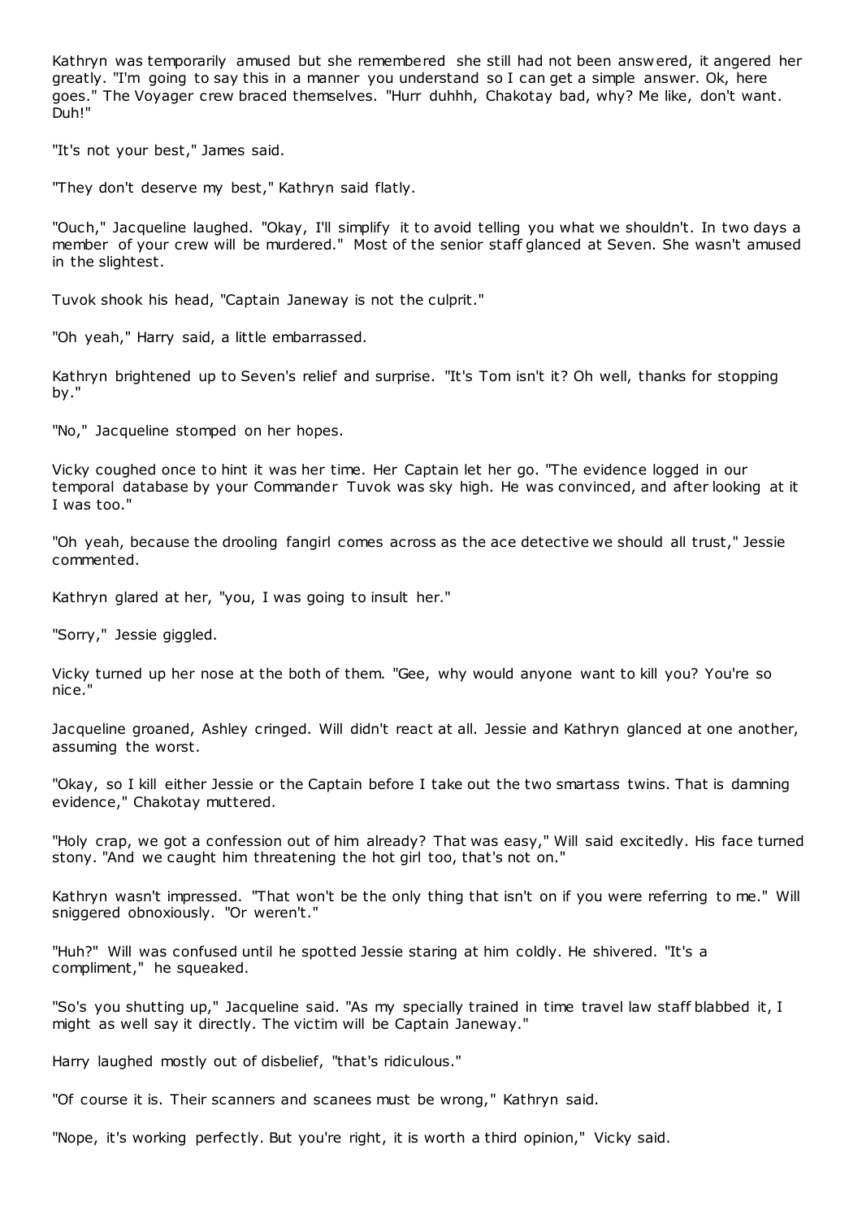Kathryn was temporarily amused but she remembered she still had not been answered, it angered her greatly. "I'm going to say this in a manner you understand so I can get a simple answer. Ok, here goes." The Voyager crew braced themselves. "Hurr duhhh, Chakotay bad, why? Me like, don't want. Duh!"

"It's not your best," James said.

"They don't deserve my best," Kathryn said flatly.

"Ouch," Jacqueline laughed. "Okay, I'll simplify it to avoid telling you what we shouldn't. In two days a member of your crew will be murdered." Most of the senior staff glanced at Seven. She wasn't amused in the slightest.

Tuvok shook his head, "Captain Janeway is not the culprit."

"Oh yeah," Harry said, a little embarrassed.

Kathryn brightened up to Seven's relief and surprise. "It's Tom isn't it? Oh well, thanks for stopping by."

"No," Jacqueline stomped on her hopes.

Vicky coughed once to hint it was her time. Her Captain let her go. "The evidence logged in our temporal database by your Commander Tuvok was sky high. He was convinced, and after looking at it I was too."

"Oh yeah, because the drooling fangirl comes across as the ace detective we should all trust," Jessie commented.

Kathryn glared at her, "you, I was going to insult her."

"Sorry," Jessie giggled.

Vicky turned up her nose at the both of them. "Gee, why would anyone want to kill you? You're so nice."

Jacqueline groaned, Ashley cringed. Will didn't react at all. Jessie and Kathryn glanced at one another, assuming the worst.

"Okay, so I kill either Jessie or the Captain before I take out the two smartass twins. That is damning evidence," Chakotay muttered.

"Holy crap, we got a confession out of him already? That was easy," Will said excitedly. His face turned stony. "And we caught him threatening the hot girl too, that's not on."

Kathryn wasn't impressed. "That won't be the only thing that isn't on if you were referring to me." Will sniggered obnoxiously. "Or weren't."

"Huh?" Will was confused until he spotted Jessie staring at him coldly. He shivered. "It's a compliment," he squeaked.

"So's you shutting up," Jacqueline said. "As my specially trained in time travel law staff blabbed it, I might as well say it directly. The victim will be Captain Janeway."

Harry laughed mostly out of disbelief, "that's ridiculous."

"Of course it is. Their scanners and scanees must be wrong," Kathryn said.

"Nope, it's working perfectly. But you're right, it is worth a third opinion," Vicky said.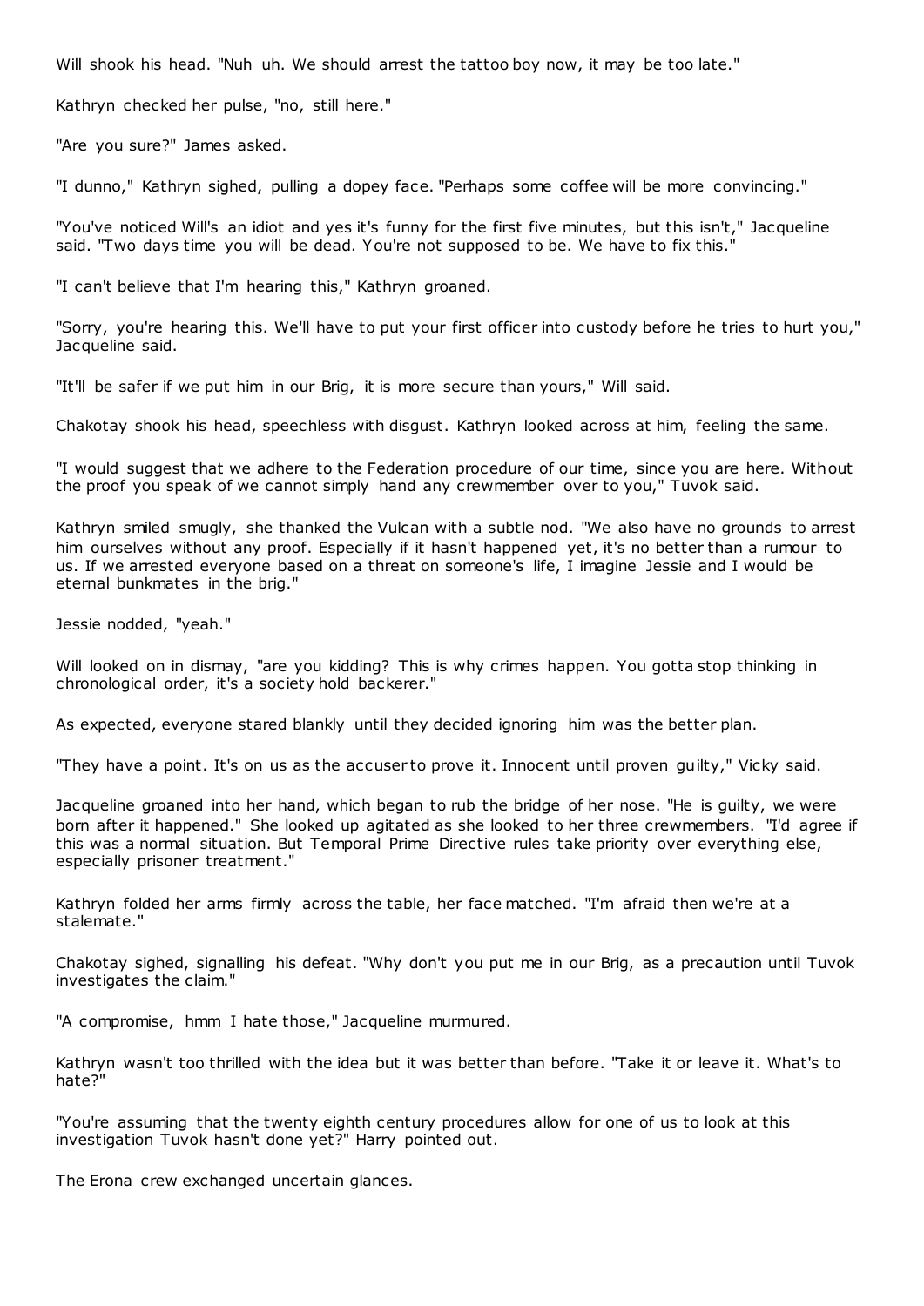Will shook his head. "Nuh uh. We should arrest the tattoo boy now, it may be too late."

Kathryn checked her pulse, "no, still here."

"Are you sure?" James asked.

"I dunno," Kathryn sighed, pulling a dopey face. "Perhaps some coffee will be more convincing."

"You've noticed Will's an idiot and yes it's funny for the first five minutes, but this isn't," Jacqueline said. "Two days time you will be dead. You're not supposed to be. We have to fix this."

"I can't believe that I'm hearing this," Kathryn groaned.

"Sorry, you're hearing this. We'll have to put your first officer into custody before he tries to hurt you," Jacqueline said.

"It'll be safer if we put him in our Brig, it is more secure than yours," Will said.

Chakotay shook his head, speechless with disgust. Kathryn looked across at him, feeling the same.

"I would suggest that we adhere to the Federation procedure of our time, since you are here. Without the proof you speak of we cannot simply hand any crewmember over to you," Tuvok said.

Kathryn smiled smugly, she thanked the Vulcan with a subtle nod. "We also have no grounds to arrest him ourselves without any proof. Especially if it hasn't happened yet, it's no better than a rumour to us. If we arrested everyone based on a threat on someone's life, I imagine Jessie and I would be eternal bunkmates in the brig."

Jessie nodded, "yeah."

Will looked on in dismay, "are you kidding? This is why crimes happen. You gotta stop thinking in chronological order, it's a society hold backerer."

As expected, everyone stared blankly until they decided ignoring him was the better plan.

"They have a point. It's on us as the accuser to prove it. Innocent until proven guilty," Vicky said.

Jacqueline groaned into her hand, which began to rub the bridge of her nose. "He is guilty, we were born after it happened." She looked up agitated as she looked to her three crewmembers. "I'd agree if this was a normal situation. But Temporal Prime Directive rules take priority over everything else, especially prisoner treatment."

Kathryn folded her arms firmly across the table, her face matched. "I'm afraid then we're at a stalemate."

Chakotay sighed, signalling his defeat. "Why don't you put me in our Brig, as a precaution until Tuvok investigates the claim."

"A compromise, hmm I hate those," Jacqueline murmured.

Kathryn wasn't too thrilled with the idea but it was better than before. "Take it or leave it. What's to hate?"

"You're assuming that the twenty eighth century procedures allow for one of us to look at this investigation Tuvok hasn't done yet?" Harry pointed out.

The Erona crew exchanged uncertain glances.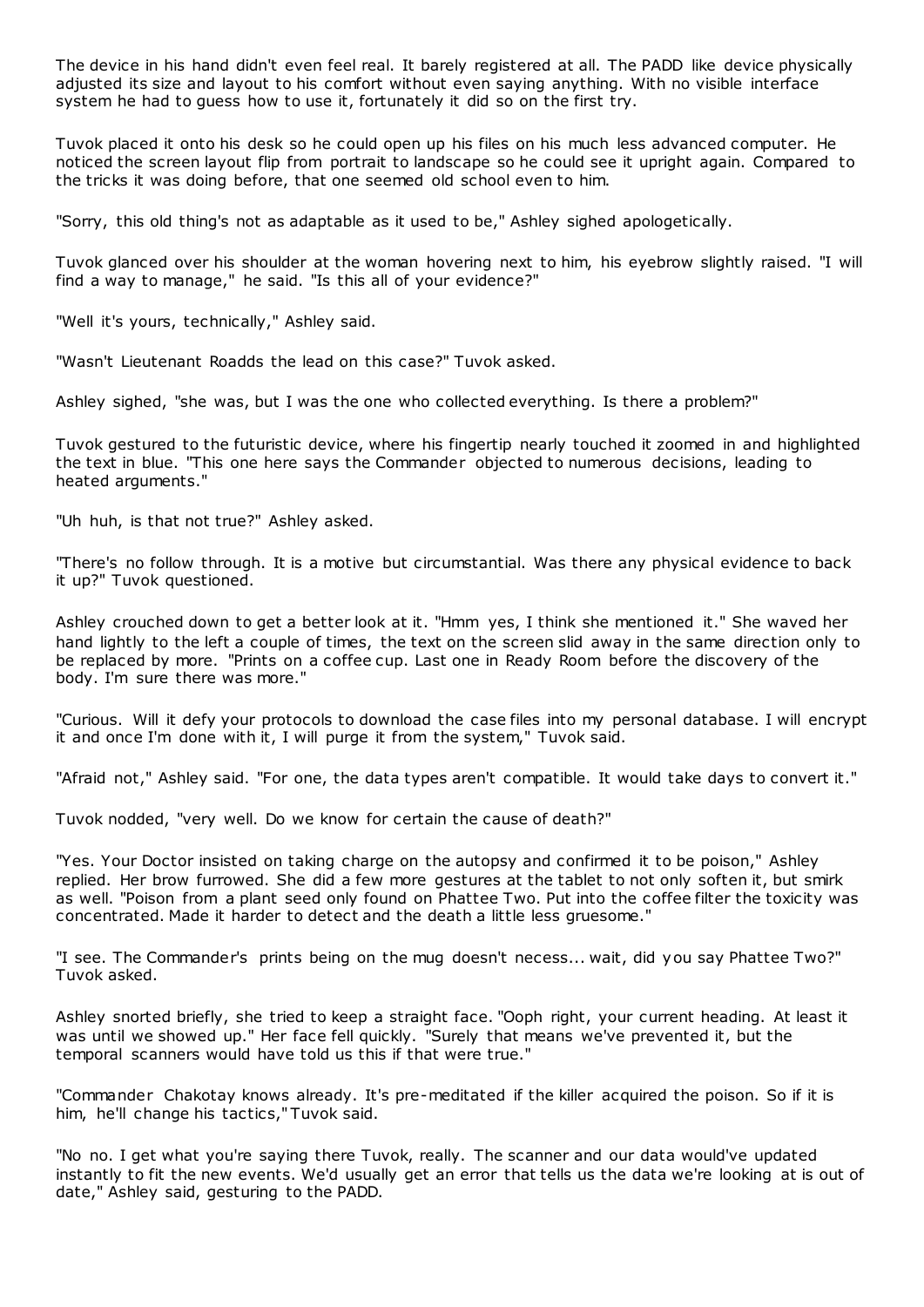The device in his hand didn't even feel real. It barely registered at all. The PADD like device physically adjusted its size and layout to his comfort without even saying anything. With no visible interface system he had to guess how to use it, fortunately it did so on the first try.

Tuvok placed it onto his desk so he could open up his files on his much less advanced computer. He noticed the screen layout flip from portrait to landscape so he could see it upright again. Compared to the tricks it was doing before, that one seemed old school even to him.

"Sorry, this old thing's not as adaptable as it used to be," Ashley sighed apologetically.

Tuvok glanced over his shoulder at the woman hovering next to him, his eyebrow slightly raised. "I will find a way to manage," he said. "Is this all of your evidence?"

"Well it's yours, technically," Ashley said.

"Wasn't Lieutenant Roadds the lead on this case?" Tuvok asked.

Ashley sighed, "she was, but I was the one who collected everything. Is there a problem?"

Tuvok gestured to the futuristic device, where his fingertip nearly touched it zoomed in and highlighted the text in blue. "This one here says the Commander objected to numerous decisions, leading to heated arguments."

"Uh huh, is that not true?" Ashley asked.

"There's no follow through. It is a motive but circumstantial. Was there any physical evidence to back it up?" Tuvok questioned.

Ashley crouched down to get a better look at it. "Hmm yes, I think she mentioned it." She waved her hand lightly to the left a couple of times, the text on the screen slid away in the same direction only to be replaced by more. "Prints on a coffee cup. Last one in Ready Room before the discovery of the body. I'm sure there was more."

"Curious. Will it defy your protocols to download the case files into my personal database. I will encrypt it and once I'm done with it, I will purge it from the system," Tuvok said.

"Afraid not," Ashley said. "For one, the data types aren't compatible. It would take days to convert it."

Tuvok nodded, "very well. Do we know for certain the cause of death?"

"Yes. Your Doctor insisted on taking charge on the autopsy and confirmed it to be poison," Ashley replied. Her brow furrowed. She did a few more gestures at the tablet to not only soften it, but smirk as well. "Poison from a plant seed only found on Phattee Two. Put into the coffee filter the toxicity was concentrated. Made it harder to detect and the death a little less gruesome."

"I see. The Commander's prints being on the mug doesn't necess... wait, did you say Phattee Two?" Tuvok asked.

Ashley snorted briefly, she tried to keep a straight face. "Ooph right, your current heading. At least it was until we showed up." Her face fell quickly. "Surely that means we've prevented it, but the temporal scanners would have told us this if that were true."

"Commander Chakotay knows already. It's pre-meditated if the killer acquired the poison. So if it is him, he'll change his tactics," Tuvok said.

"No no. I get what you're saying there Tuvok, really. The scanner and our data would've updated instantly to fit the new events. We'd usually get an error that tells us the data we're looking at is out of date," Ashley said, gesturing to the PADD.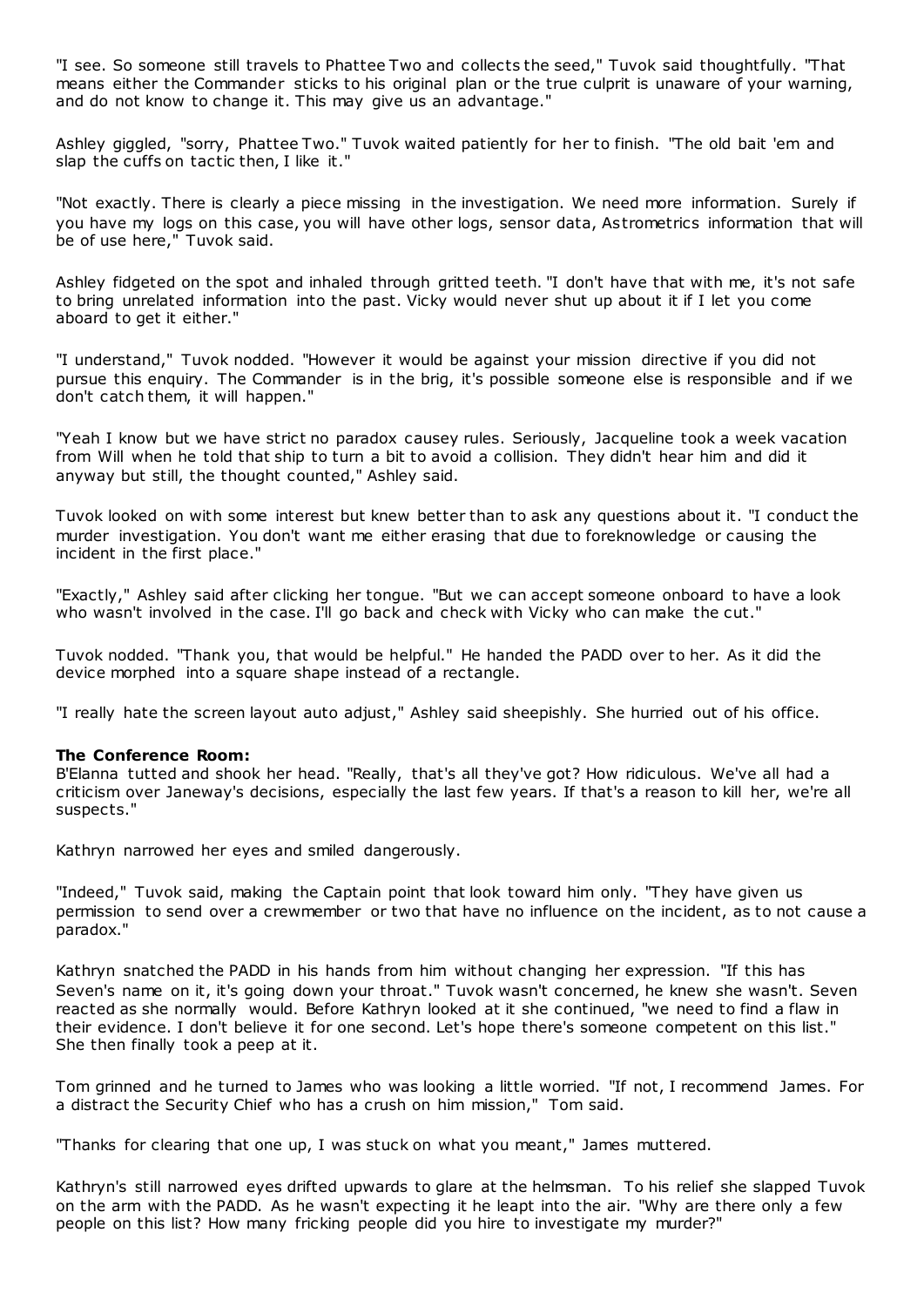"I see. So someone still travels to Phattee Two and collects the seed," Tuvok said thoughtfully. "That means either the Commander sticks to his original plan or the true culprit is unaware of your warning, and do not know to change it. This may give us an advantage."

Ashley giggled, "sorry, Phattee Two." Tuvok waited patiently for her to finish. "The old bait 'em and slap the cuffs on tactic then, I like it."

"Not exactly. There is clearly a piece missing in the investigation. We need more information. Surely if you have my logs on this case, you will have other logs, sensor data, Astrometrics information that will be of use here," Tuvok said.

Ashley fidgeted on the spot and inhaled through gritted teeth. "I don't have that with me, it's not safe to bring unrelated information into the past. Vicky would never shut up about it if I let you come aboard to get it either."

"I understand," Tuvok nodded. "However it would be against your mission directive if you did not pursue this enquiry. The Commander is in the brig, it's possible someone else is responsible and if we don't catch them, it will happen."

"Yeah I know but we have strict no paradox causey rules. Seriously, Jacqueline took a week vacation from Will when he told that ship to turn a bit to avoid a collision. They didn't hear him and did it anyway but still, the thought counted," Ashley said.

Tuvok looked on with some interest but knew better than to ask any questions about it. "I conduct the murder investigation. You don't want me either erasing that due to foreknowledge or causing the incident in the first place."

"Exactly," Ashley said after clicking her tongue. "But we can accept someone onboard to have a look who wasn't involved in the case. I'll go back and check with Vicky who can make the cut."

Tuvok nodded. "Thank you, that would be helpful." He handed the PADD over to her. As it did the device morphed into a square shape instead of a rectangle.

"I really hate the screen layout auto adjust," Ashley said sheepishly. She hurried out of his office.

**The Conference Room:**
B'Elanna tutted and shook her head. "Really, that's all they've got? How ridiculous. We've all had a criticism over Janeway's decisions, especially the last few years. If that's a reason to kill her, we're all suspects."

Kathryn narrowed her eyes and smiled dangerously.

"Indeed," Tuvok said, making the Captain point that look toward him only. "They have given us permission to send over a crewmember or two that have no influence on the incident, as to not cause a paradox."

Kathryn snatched the PADD in his hands from him without changing her expression. "If this has Seven's name on it, it's going down your throat." Tuvok wasn't concerned, he knew she wasn't. Seven reacted as she normally would. Before Kathryn looked at it she continued, "we need to find a flaw in their evidence. I don't believe it for one second. Let's hope there's someone competent on this list." She then finally took a peep at it.

Tom grinned and he turned to James who was looking a little worried. "If not, I recommend James. For a distract the Security Chief who has a crush on him mission," Tom said.

"Thanks for clearing that one up, I was stuck on what you meant," James muttered.

Kathryn's still narrowed eyes drifted upwards to glare at the helmsman. To his relief she slapped Tuvok on the arm with the PADD. As he wasn't expecting it he leapt into the air. "Why are there only a few people on this list? How many fricking people did you hire to investigate my murder?"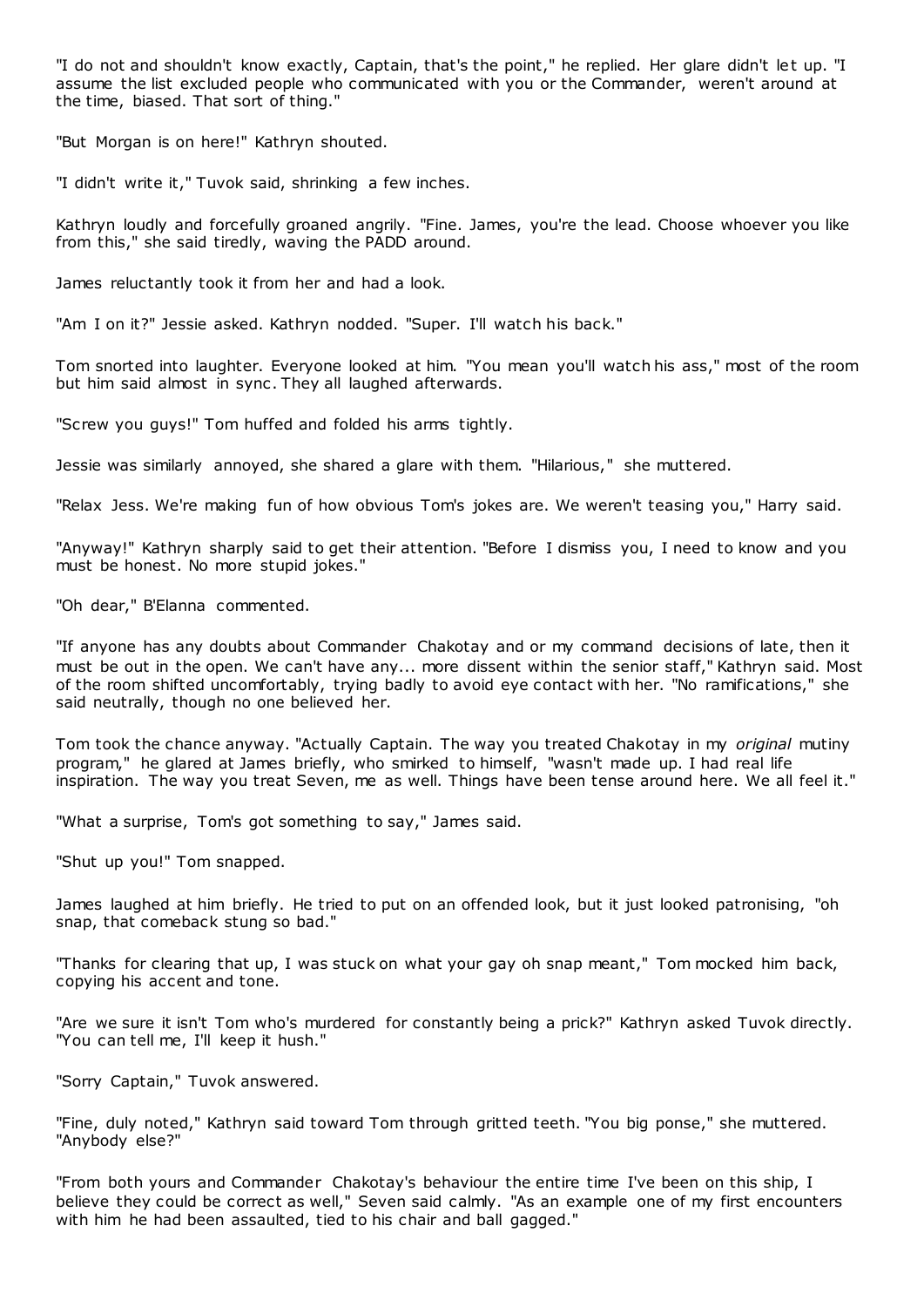"I do not and shouldn't know exactly, Captain, that's the point," he replied. Her glare didn't let up. "I assume the list excluded people who communicated with you or the Commander, weren't around at the time, biased. That sort of thing."

"But Morgan is on here!" Kathryn shouted.

"I didn't write it," Tuvok said, shrinking a few inches.

Kathryn loudly and forcefully groaned angrily. "Fine. James, you're the lead. Choose whoever you like from this," she said tiredly, waving the PADD around.

James reluctantly took it from her and had a look.

"Am I on it?" Jessie asked. Kathryn nodded. "Super. I'll watch his back."

Tom snorted into laughter. Everyone looked at him. "You mean you'll watch his ass," most of the room but him said almost in sync. They all laughed afterwards.

"Screw you guys!" Tom huffed and folded his arms tightly.

Jessie was similarly annoyed, she shared a glare with them. "Hilarious," she muttered.

"Relax Jess. We're making fun of how obvious Tom's jokes are. We weren't teasing you," Harry said.

"Anyway!" Kathryn sharply said to get their attention. "Before I dismiss you, I need to know and you must be honest. No more stupid jokes."

"Oh dear," B'Elanna commented.

"If anyone has any doubts about Commander Chakotay and or my command decisions of late, then it must be out in the open. We can't have any... more dissent within the senior staff," Kathryn said. Most of the room shifted uncomfortably, trying badly to avoid eye contact with her. "No ramifications," she said neutrally, though no one believed her.

Tom took the chance anyway. "Actually Captain. The way you treated Chakotay in my *original* mutiny program," he glared at James briefly, who smirked to himself, "wasn't made up. I had real life inspiration. The way you treat Seven, me as well. Things have been tense around here. We all feel it."

"What a surprise, Tom's got something to say," James said.

"Shut up you!" Tom snapped.

James laughed at him briefly. He tried to put on an offended look, but it just looked patronising, "oh snap, that comeback stung so bad."

"Thanks for clearing that up, I was stuck on what your gay oh snap meant," Tom mocked him back, copying his accent and tone.

"Are we sure it isn't Tom who's murdered for constantly being a prick?" Kathryn asked Tuvok directly. "You can tell me, I'll keep it hush."

"Sorry Captain," Tuvok answered.

"Fine, duly noted," Kathryn said toward Tom through gritted teeth. "You big ponse," she muttered. "Anybody else?"

"From both yours and Commander Chakotay's behaviour the entire time I've been on this ship, I believe they could be correct as well," Seven said calmly. "As an example one of my first encounters with him he had been assaulted, tied to his chair and ball gagged."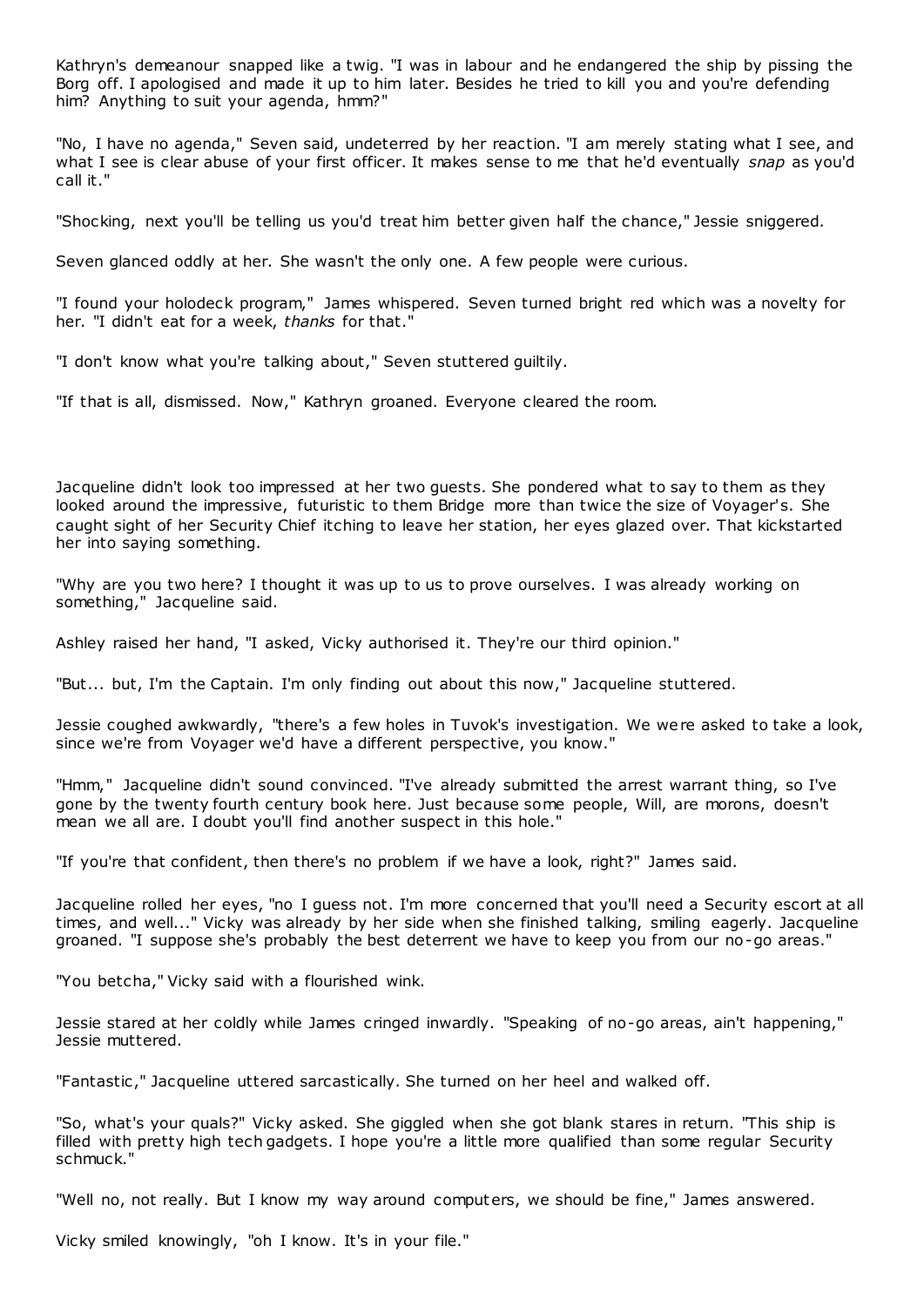Kathryn's demeanour snapped like a twig. "I was in labour and he endangered the ship by pissing the Borg off. I apologised and made it up to him later. Besides he tried to kill you and you're defending him? Anything to suit your agenda, hmm?"

"No, I have no agenda," Seven said, undeterred by her reaction. "I am merely stating what I see, and what I see is clear abuse of your first officer. It makes sense to me that he'd eventually *snap* as you'd call it."

"Shocking, next you'll be telling us you'd treat him better given half the chance," Jessie sniggered.

Seven glanced oddly at her. She wasn't the only one. A few people were curious.

"I found your holodeck program," James whispered. Seven turned bright red which was a novelty for her. "I didn't eat for a week, *thanks* for that."

"I don't know what you're talking about," Seven stuttered guiltily.

"If that is all, dismissed. Now," Kathryn groaned. Everyone cleared the room.

Jacqueline didn't look too impressed at her two guests. She pondered what to say to them as they looked around the impressive, futuristic to them Bridge more than twice the size of Voyager's. She caught sight of her Security Chief itching to leave her station, her eyes glazed over. That kickstarted her into saying something.

"Why are you two here? I thought it was up to us to prove ourselves. I was already working on something," Jacqueline said.

Ashley raised her hand, "I asked, Vicky authorised it. They're our third opinion."

"But... but, I'm the Captain. I'm only finding out about this now," Jacqueline stuttered.

Jessie coughed awkwardly, "there's a few holes in Tuvok's investigation. We were asked to take a look, since we're from Voyager we'd have a different perspective, you know."

"Hmm," Jacqueline didn't sound convinced. "I've already submitted the arrest warrant thing, so I've gone by the twenty fourth century book here. Just because some people, Will, are morons, doesn't mean we all are. I doubt you'll find another suspect in this hole."

"If you're that confident, then there's no problem if we have a look, right?" James said.

Jacqueline rolled her eyes, "no I guess not. I'm more concerned that you'll need a Security escort at all times, and well..." Vicky was already by her side when she finished talking, smiling eagerly. Jacqueline groaned. "I suppose she's probably the best deterrent we have to keep you from our no-go areas."

"You betcha," Vicky said with a flourished wink.

Jessie stared at her coldly while James cringed inwardly. "Speaking of no-go areas, ain't happening," Jessie muttered.

"Fantastic," Jacqueline uttered sarcastically. She turned on her heel and walked off.

"So, what's your quals?" Vicky asked. She giggled when she got blank stares in return. "This ship is filled with pretty high tech gadgets. I hope you're a little more qualified than some regular Security schmuck."

"Well no, not really. But I know my way around computers, we should be fine," James answered.

Vicky smiled knowingly, "oh I know. It's in your file."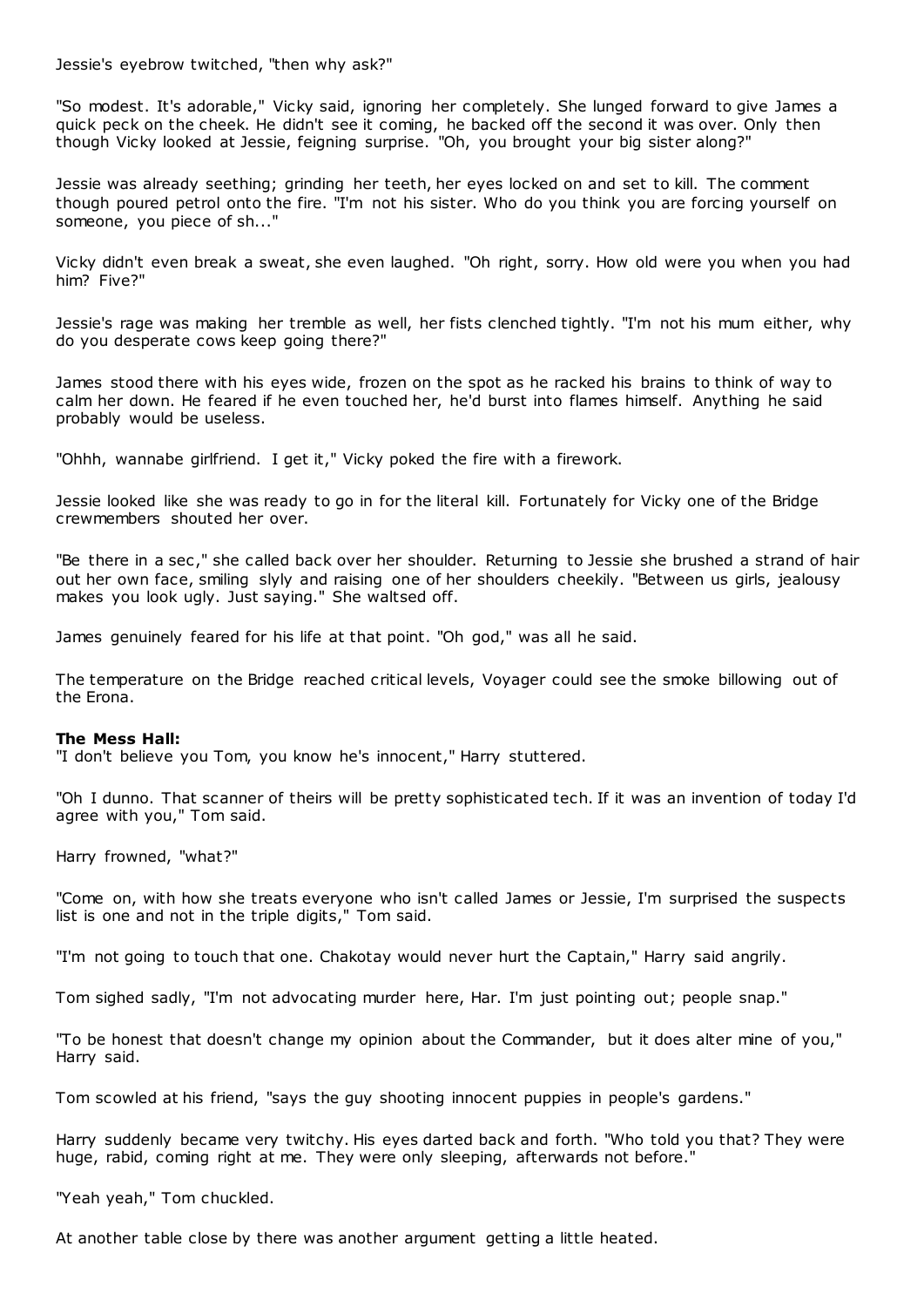Jessie's eyebrow twitched, "then why ask?"

"So modest. It's adorable," Vicky said, ignoring her completely. She lunged forward to give James a quick peck on the cheek. He didn't see it coming, he backed off the second it was over. Only then though Vicky looked at Jessie, feigning surprise. "Oh, you brought your big sister along?"

Jessie was already seething; grinding her teeth, her eyes locked on and set to kill. The comment though poured petrol onto the fire. "I'm not his sister. Who do you think you are forcing yourself on someone, you piece of sh..."

Vicky didn't even break a sweat, she even laughed. "Oh right, sorry. How old were you when you had him? Five?"

Jessie's rage was making her tremble as well, her fists clenched tightly. "I'm not his mum either, why do you desperate cows keep going there?"

James stood there with his eyes wide, frozen on the spot as he racked his brains to think of way to calm her down. He feared if he even touched her, he'd burst into flames himself. Anything he said probably would be useless.

"Ohhh, wannabe girlfriend. I get it," Vicky poked the fire with a firework.

Jessie looked like she was ready to go in for the literal kill. Fortunately for Vicky one of the Bridge crewmembers shouted her over.

"Be there in a sec," she called back over her shoulder. Returning to Jessie she brushed a strand of hair out her own face, smiling slyly and raising one of her shoulders cheekily. "Between us girls, jealousy makes you look ugly. Just saying." She waltsed off.

James genuinely feared for his life at that point. "Oh god," was all he said.

The temperature on the Bridge reached critical levels, Voyager could see the smoke billowing out of the Erona.

**The Mess Hall:**
"I don't believe you Tom, you know he's innocent," Harry stuttered.

"Oh I dunno. That scanner of theirs will be pretty sophisticated tech. If it was an invention of today I'd agree with you," Tom said.

Harry frowned, "what?"

"Come on, with how she treats everyone who isn't called James or Jessie, I'm surprised the suspects list is one and not in the triple digits," Tom said.

"I'm not going to touch that one. Chakotay would never hurt the Captain," Harry said angrily.

Tom sighed sadly, "I'm not advocating murder here, Har. I'm just pointing out; people snap."

"To be honest that doesn't change my opinion about the Commander, but it does alter mine of you," Harry said.

Tom scowled at his friend, "says the guy shooting innocent puppies in people's gardens."

Harry suddenly became very twitchy. His eyes darted back and forth. "Who told you that? They were huge, rabid, coming right at me. They were only sleeping, afterwards not before."

"Yeah yeah," Tom chuckled.

At another table close by there was another argument getting a little heated.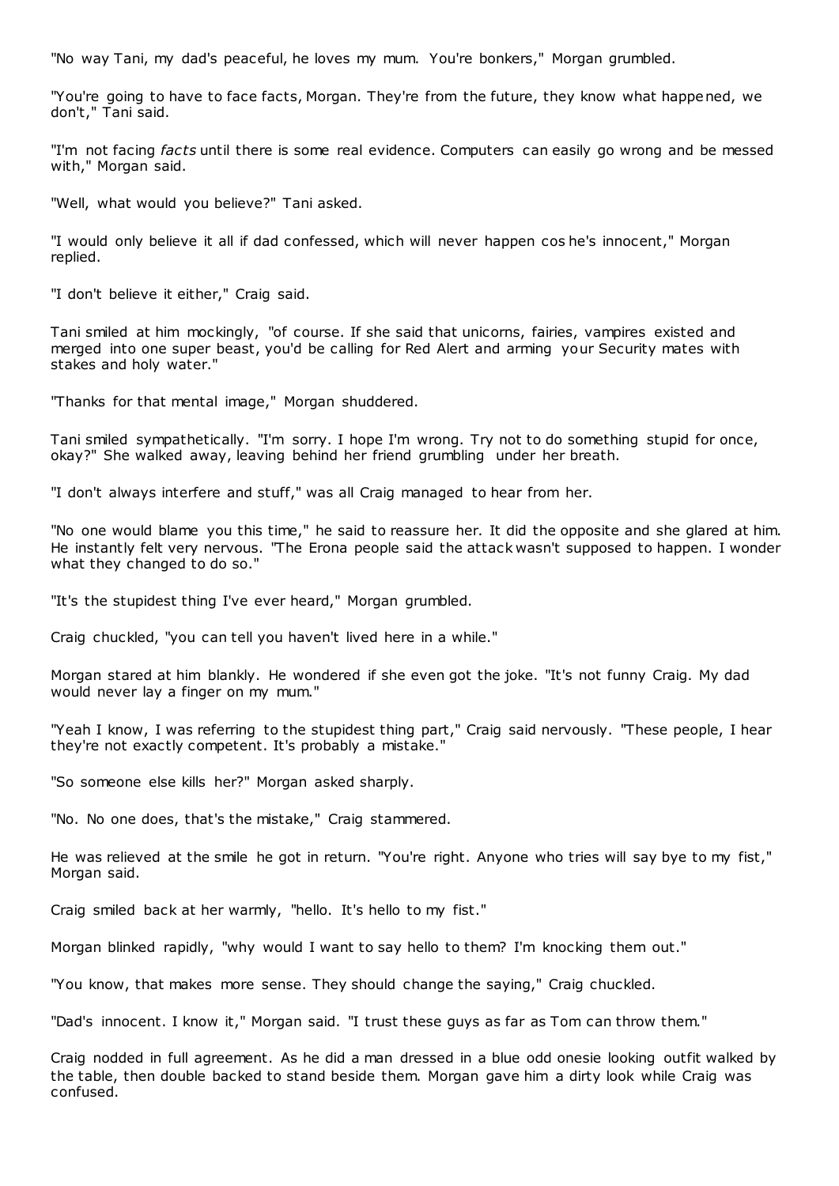"No way Tani, my dad's peaceful, he loves my mum. You're bonkers," Morgan grumbled.

"You're going to have to face facts, Morgan. They're from the future, they know what happened, we don't," Tani said.

"I'm not facing *facts* until there is some real evidence. Computers can easily go wrong and be messed with," Morgan said.

"Well, what would you believe?" Tani asked.

"I would only believe it all if dad confessed, which will never happen cos he's innocent," Morgan replied.

"I don't believe it either," Craig said.

Tani smiled at him mockingly, "of course. If she said that unicorns, fairies, vampires existed and merged into one super beast, you'd be calling for Red Alert and arming your Security mates with stakes and holy water."

"Thanks for that mental image," Morgan shuddered.

Tani smiled sympathetically. "I'm sorry. I hope I'm wrong. Try not to do something stupid for once, okay?" She walked away, leaving behind her friend grumbling under her breath.

"I don't always interfere and stuff," was all Craig managed to hear from her.

"No one would blame you this time," he said to reassure her. It did the opposite and she glared at him. He instantly felt very nervous. "The Erona people said the attack wasn't supposed to happen. I wonder what they changed to do so."

"It's the stupidest thing I've ever heard," Morgan grumbled.

Craig chuckled, "you can tell you haven't lived here in a while."

Morgan stared at him blankly. He wondered if she even got the joke. "It's not funny Craig. My dad would never lay a finger on my mum."

"Yeah I know, I was referring to the stupidest thing part," Craig said nervously. "These people, I hear they're not exactly competent. It's probably a mistake."

"So someone else kills her?" Morgan asked sharply.

"No. No one does, that's the mistake," Craig stammered.

He was relieved at the smile he got in return. "You're right. Anyone who tries will say bye to my fist," Morgan said.

Craig smiled back at her warmly, "hello. It's hello to my fist."

Morgan blinked rapidly, "why would I want to say hello to them? I'm knocking them out."

"You know, that makes more sense. They should change the saying," Craig chuckled.

"Dad's innocent. I know it," Morgan said. "I trust these guys as far as Tom can throw them."

Craig nodded in full agreement. As he did a man dressed in a blue odd onesie looking outfit walked by the table, then double backed to stand beside them. Morgan gave him a dirty look while Craig was confused.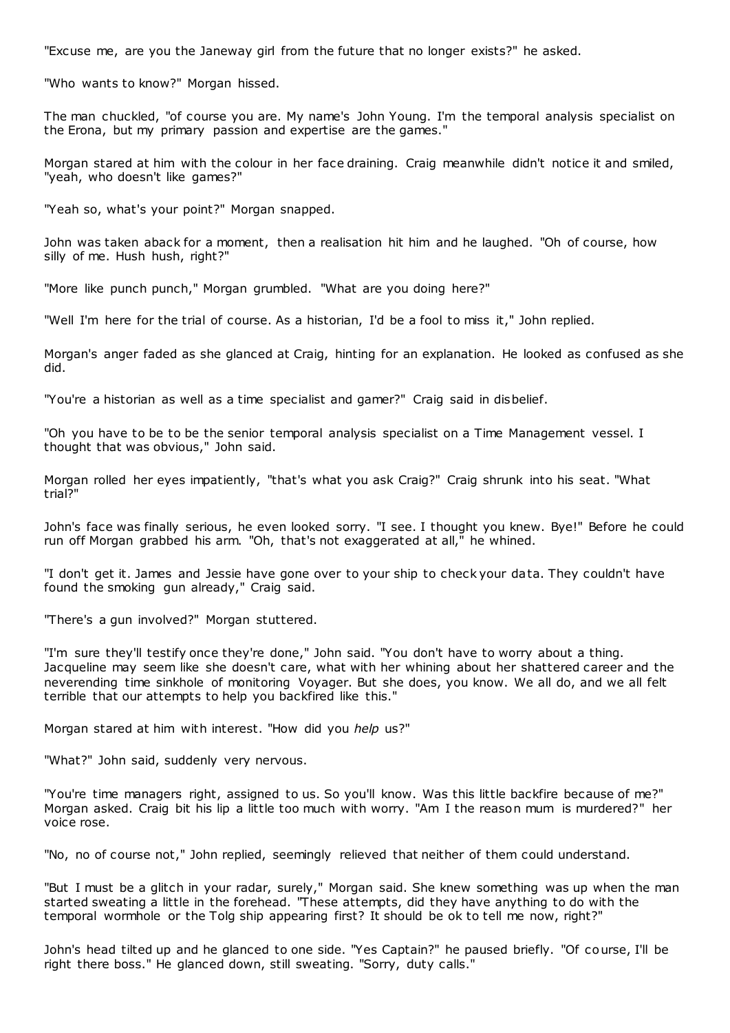"Excuse me, are you the Janeway girl from the future that no longer exists?" he asked.

"Who wants to know?" Morgan hissed.

The man chuckled, "of course you are. My name's John Young. I'm the temporal analysis specialist on the Erona, but my primary passion and expertise are the games."

Morgan stared at him with the colour in her face draining. Craig meanwhile didn't notice it and smiled, "yeah, who doesn't like games?"

"Yeah so, what's your point?" Morgan snapped.

John was taken aback for a moment, then a realisation hit him and he laughed. "Oh of course, how silly of me. Hush hush, right?"

"More like punch punch," Morgan grumbled. "What are you doing here?"

"Well I'm here for the trial of course. As a historian, I'd be a fool to miss it," John replied.

Morgan's anger faded as she glanced at Craig, hinting for an explanation. He looked as confused as she did.

"You're a historian as well as a time specialist and gamer?" Craig said in disbelief.

"Oh you have to be to be the senior temporal analysis specialist on a Time Management vessel. I thought that was obvious," John said.

Morgan rolled her eyes impatiently, "that's what you ask Craig?" Craig shrunk into his seat. "What trial?"

John's face was finally serious, he even looked sorry. "I see. I thought you knew. Bye!" Before he could run off Morgan grabbed his arm. "Oh, that's not exaggerated at all," he whined.

"I don't get it. James and Jessie have gone over to your ship to check your data. They couldn't have found the smoking gun already," Craig said.

"There's a gun involved?" Morgan stuttered.

"I'm sure they'll testify once they're done," John said. "You don't have to worry about a thing. Jacqueline may seem like she doesn't care, what with her whining about her shattered career and the neverending time sinkhole of monitoring Voyager. But she does, you know. We all do, and we all felt terrible that our attempts to help you backfired like this."

Morgan stared at him with interest. "How did you *help* us?"

"What?" John said, suddenly very nervous.

"You're time managers right, assigned to us. So you'll know. Was this little backfire because of me?" Morgan asked. Craig bit his lip a little too much with worry. "Am I the reason mum is murdered?" her voice rose.

"No, no of course not," John replied, seemingly relieved that neither of them could understand.

"But I must be a glitch in your radar, surely," Morgan said. She knew something was up when the man started sweating a little in the forehead. "These attempts, did they have anything to do with the temporal wormhole or the Tolg ship appearing first? It should be ok to tell me now, right?"

John's head tilted up and he glanced to one side. "Yes Captain?" he paused briefly. "Of course, I'll be right there boss." He glanced down, still sweating. "Sorry, duty calls."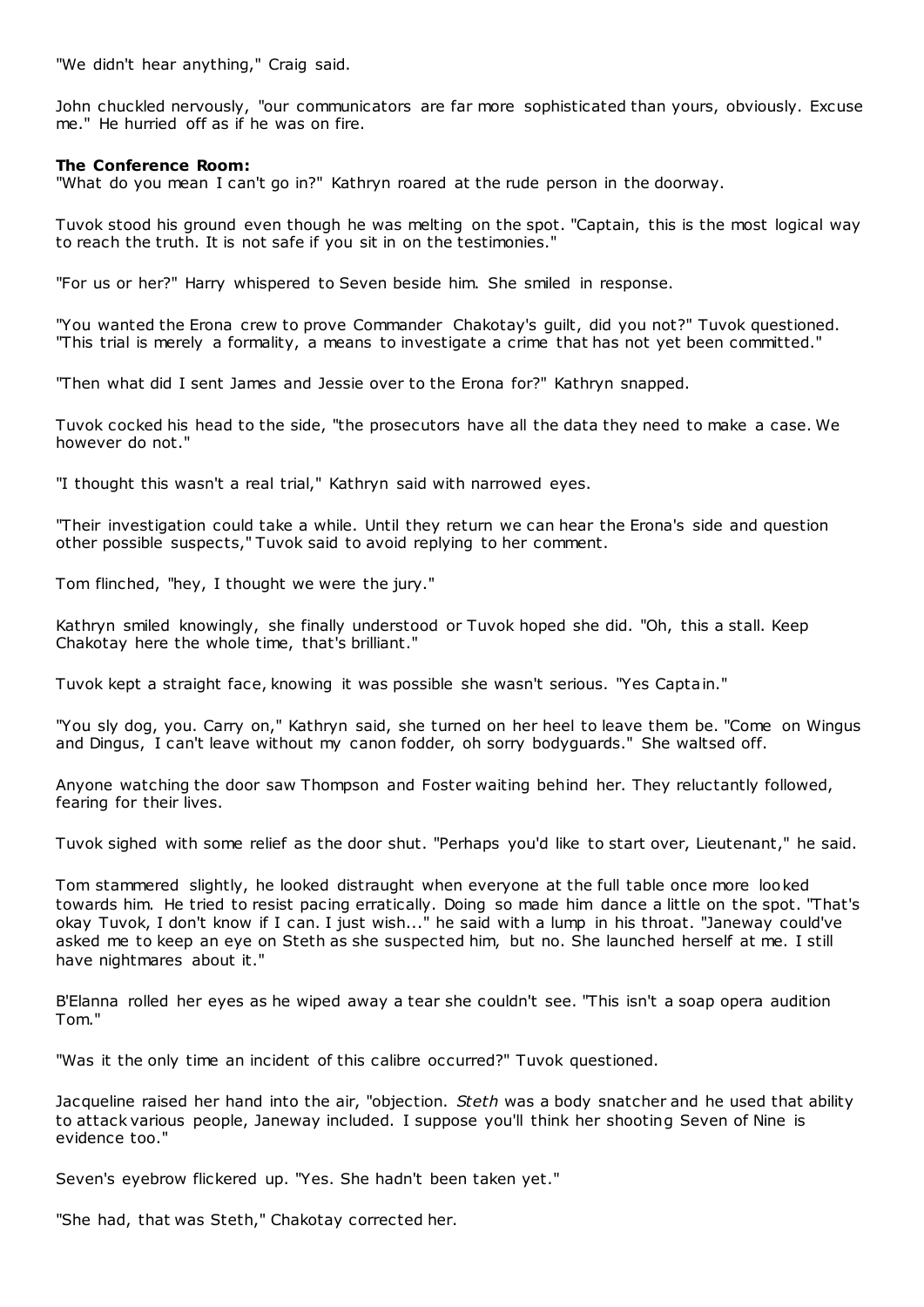"We didn't hear anything," Craig said.

John chuckled nervously, "our communicators are far more sophisticated than yours, obviously. Excuse me." He hurried off as if he was on fire.

**The Conference Room:**

"What do you mean I can't go in?" Kathryn roared at the rude person in the doorway.

Tuvok stood his ground even though he was melting on the spot. "Captain, this is the most logical way to reach the truth. It is not safe if you sit in on the testimonies."

"For us or her?" Harry whispered to Seven beside him. She smiled in response.

"You wanted the Erona crew to prove Commander Chakotay's guilt, did you not?" Tuvok questioned. "This trial is merely a formality, a means to investigate a crime that has not yet been committed."

"Then what did I sent James and Jessie over to the Erona for?" Kathryn snapped.

Tuvok cocked his head to the side, "the prosecutors have all the data they need to make a case. We however do not."

"I thought this wasn't a real trial," Kathryn said with narrowed eyes.

"Their investigation could take a while. Until they return we can hear the Erona's side and question other possible suspects," Tuvok said to avoid replying to her comment.

Tom flinched, "hey, I thought we were the jury."

Kathryn smiled knowingly, she finally understood or Tuvok hoped she did. "Oh, this a stall. Keep Chakotay here the whole time, that's brilliant."

Tuvok kept a straight face, knowing it was possible she wasn't serious. "Yes Captain."

"You sly dog, you. Carry on," Kathryn said, she turned on her heel to leave them be. "Come on Wingus and Dingus, I can't leave without my canon fodder, oh sorry bodyguards." She waltsed off.

Anyone watching the door saw Thompson and Foster waiting behind her. They reluctantly followed, fearing for their lives.

Tuvok sighed with some relief as the door shut. "Perhaps you'd like to start over, Lieutenant," he said.

Tom stammered slightly, he looked distraught when everyone at the full table once more looked towards him. He tried to resist pacing erratically. Doing so made him dance a little on the spot. "That's okay Tuvok, I don't know if I can. I just wish..." he said with a lump in his throat. "Janeway could've asked me to keep an eye on Steth as she suspected him, but no. She launched herself at me. I still have nightmares about it."

B'Elanna rolled her eyes as he wiped away a tear she couldn't see. "This isn't a soap opera audition Tom."

"Was it the only time an incident of this calibre occurred?" Tuvok questioned.

Jacqueline raised her hand into the air, "objection. *Steth* was a body snatcher and he used that ability to attack various people, Janeway included. I suppose you'll think her shooting Seven of Nine is evidence too."

Seven's eyebrow flickered up. "Yes. She hadn't been taken yet."

"She had, that was Steth," Chakotay corrected her.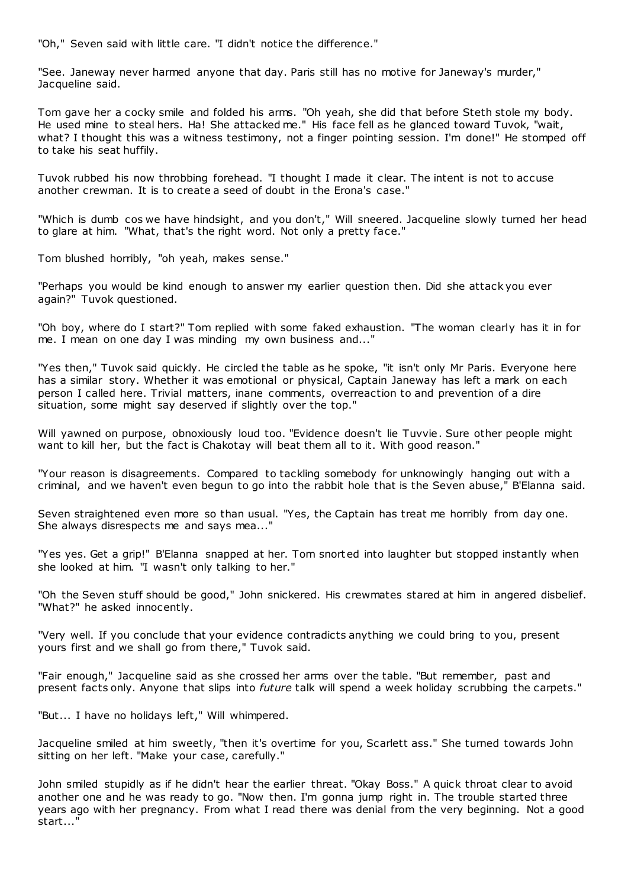"Oh," Seven said with little care. "I didn't notice the difference."

"See. Janeway never harmed anyone that day. Paris still has no motive for Janeway's murder," Jacqueline said.

Tom gave her a cocky smile and folded his arms. "Oh yeah, she did that before Steth stole my body. He used mine to steal hers. Ha! She attacked me." His face fell as he glanced toward Tuvok, "wait, what? I thought this was a witness testimony, not a finger pointing session. I'm done!" He stomped off to take his seat huffily.

Tuvok rubbed his now throbbing forehead. "I thought I made it clear. The intent is not to accuse another crewman. It is to create a seed of doubt in the Erona's case."

"Which is dumb cos we have hindsight, and you don't," Will sneered. Jacqueline slowly turned her head to glare at him. "What, that's the right word. Not only a pretty face."

Tom blushed horribly, "oh yeah, makes sense."

"Perhaps you would be kind enough to answer my earlier question then. Did she attack you ever again?" Tuvok questioned.

"Oh boy, where do I start?" Tom replied with some faked exhaustion. "The woman clearly has it in for me. I mean on one day I was minding my own business and..."

"Yes then," Tuvok said quickly. He circled the table as he spoke, "it isn't only Mr Paris. Everyone here has a similar story. Whether it was emotional or physical, Captain Janeway has left a mark on each person I called here. Trivial matters, inane comments, overreaction to and prevention of a dire situation, some might say deserved if slightly over the top."

Will yawned on purpose, obnoxiously loud too. "Evidence doesn't lie Tuvvie. Sure other people might want to kill her, but the fact is Chakotay will beat them all to it. With good reason."

"Your reason is disagreements. Compared to tackling somebody for unknowingly hanging out with a criminal, and we haven't even begun to go into the rabbit hole that is the Seven abuse," B'Elanna said.

Seven straightened even more so than usual. "Yes, the Captain has treat me horribly from day one. She always disrespects me and says mea..."

"Yes yes. Get a grip!" B'Elanna snapped at her. Tom snorted into laughter but stopped instantly when she looked at him. "I wasn't only talking to her."

"Oh the Seven stuff should be good," John snickered. His crewmates stared at him in angered disbelief. "What?" he asked innocently.

"Very well. If you conclude that your evidence contradicts anything we could bring to you, present yours first and we shall go from there," Tuvok said.

"Fair enough," Jacqueline said as she crossed her arms over the table. "But remember, past and present facts only. Anyone that slips into *future* talk will spend a week holiday scrubbing the carpets."

"But... I have no holidays left," Will whimpered.

Jacqueline smiled at him sweetly, "then it's overtime for you, Scarlett ass." She turned towards John sitting on her left. "Make your case, carefully."

John smiled stupidly as if he didn't hear the earlier threat. "Okay Boss." A quick throat clear to avoid another one and he was ready to go. "Now then. I'm gonna jump right in. The trouble started three years ago with her pregnancy. From what I read there was denial from the very beginning. Not a good start..."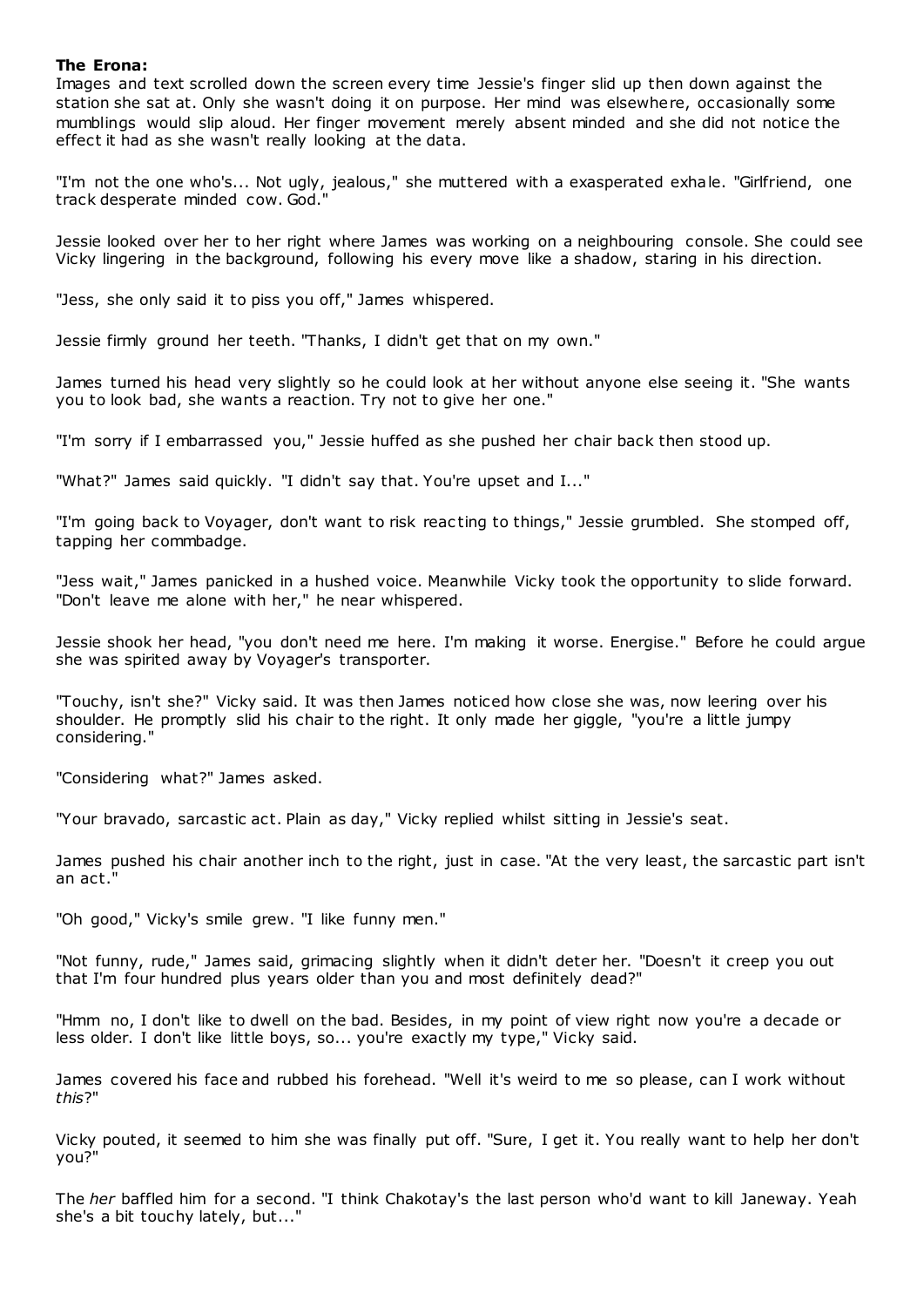**The Erona:**

Images and text scrolled down the screen every time Jessie's finger slid up then down against the station she sat at. Only she wasn't doing it on purpose. Her mind was elsewhere, occasionally some mumblings would slip aloud. Her finger movement merely absent minded and she did not notice the effect it had as she wasn't really looking at the data.

"I'm not the one who's... Not ugly, jealous," she muttered with a exasperated exhale. "Girlfriend, one track desperate minded cow. God."

Jessie looked over her to her right where James was working on a neighbouring console. She could see Vicky lingering in the background, following his every move like a shadow, staring in his direction.

"Jess, she only said it to piss you off," James whispered.

Jessie firmly ground her teeth. "Thanks, I didn't get that on my own."

James turned his head very slightly so he could look at her without anyone else seeing it. "She wants you to look bad, she wants a reaction. Try not to give her one."

"I'm sorry if I embarrassed you," Jessie huffed as she pushed her chair back then stood up.

"What?" James said quickly. "I didn't say that. You're upset and I..."

"I'm going back to Voyager, don't want to risk reacting to things," Jessie grumbled. She stomped off, tapping her commbadge.

"Jess wait," James panicked in a hushed voice. Meanwhile Vicky took the opportunity to slide forward. "Don't leave me alone with her," he near whispered.

Jessie shook her head, "you don't need me here. I'm making it worse. Energise." Before he could argue she was spirited away by Voyager's transporter.

"Touchy, isn't she?" Vicky said. It was then James noticed how close she was, now leering over his shoulder. He promptly slid his chair to the right. It only made her giggle, "you're a little jumpy considering."

"Considering what?" James asked.

"Your bravado, sarcastic act. Plain as day," Vicky replied whilst sitting in Jessie's seat.

James pushed his chair another inch to the right, just in case. "At the very least, the sarcastic part isn't an act."

"Oh good," Vicky's smile grew. "I like funny men."

"Not funny, rude," James said, grimacing slightly when it didn't deter her. "Doesn't it creep you out that I'm four hundred plus years older than you and most definitely dead?"

"Hmm no, I don't like to dwell on the bad. Besides, in my point of view right now you're a decade or less older. I don't like little boys, so... you're exactly my type," Vicky said.

James covered his face and rubbed his forehead. "Well it's weird to me so please, can I work without *this*?"

Vicky pouted, it seemed to him she was finally put off. "Sure, I get it. You really want to help her don't you?"

The *her* baffled him for a second. "I think Chakotay's the last person who'd want to kill Janeway. Yeah she's a bit touchy lately, but..."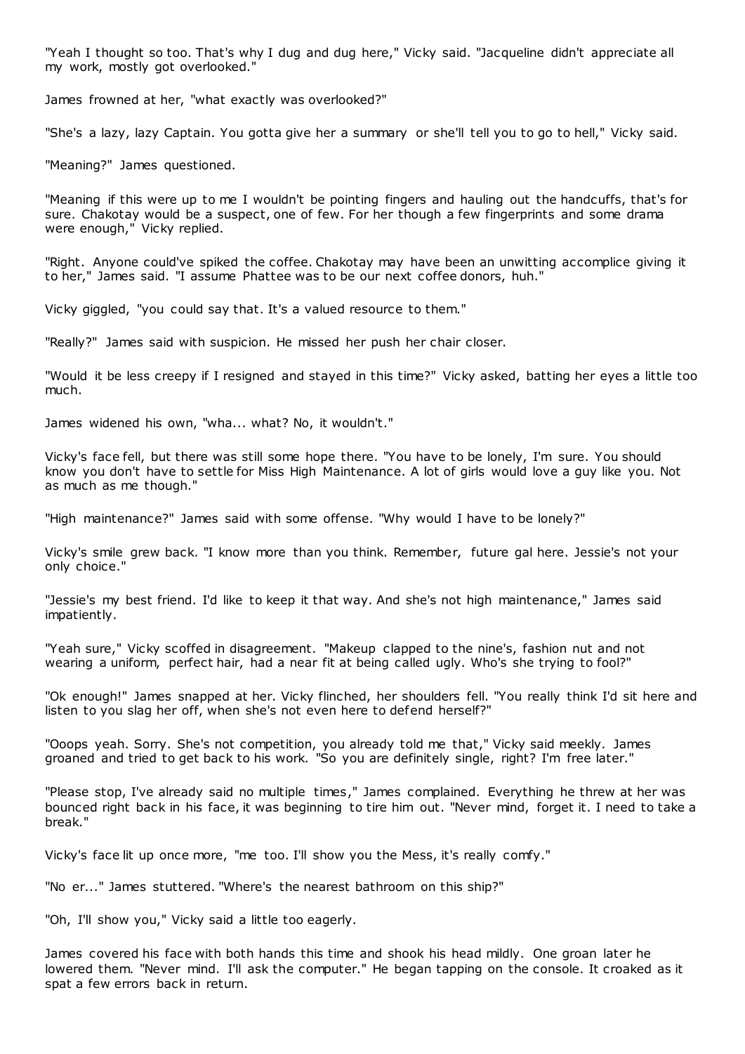"Yeah I thought so too. That's why I dug and dug here," Vicky said. "Jacqueline didn't appreciate all my work, mostly got overlooked."

James frowned at her, "what exactly was overlooked?"

"She's a lazy, lazy Captain. You gotta give her a summary or she'll tell you to go to hell," Vicky said.

"Meaning?" James questioned.

"Meaning if this were up to me I wouldn't be pointing fingers and hauling out the handcuffs, that's for sure. Chakotay would be a suspect, one of few. For her though a few fingerprints and some drama were enough," Vicky replied.

"Right. Anyone could've spiked the coffee. Chakotay may have been an unwitting accomplice giving it to her," James said. "I assume Phattee was to be our next coffee donors, huh."

Vicky giggled, "you could say that. It's a valued resource to them."

"Really?" James said with suspicion. He missed her push her chair closer.

"Would it be less creepy if I resigned and stayed in this time?" Vicky asked, batting her eyes a little too much.

James widened his own, "wha... what? No, it wouldn't."

Vicky's face fell, but there was still some hope there. "You have to be lonely, I'm sure. You should know you don't have to settle for Miss High Maintenance. A lot of girls would love a guy like you. Not as much as me though."

"High maintenance?" James said with some offense. "Why would I have to be lonely?"

Vicky's smile grew back. "I know more than you think. Remember, future gal here. Jessie's not your only choice."

"Jessie's my best friend. I'd like to keep it that way. And she's not high maintenance," James said impatiently.

"Yeah sure," Vicky scoffed in disagreement. "Makeup clapped to the nine's, fashion nut and not wearing a uniform, perfect hair, had a near fit at being called ugly. Who's she trying to fool?"

"Ok enough!" James snapped at her. Vicky flinched, her shoulders fell. "You really think I'd sit here and listen to you slag her off, when she's not even here to defend herself?"

"Ooops yeah. Sorry. She's not competition, you already told me that," Vicky said meekly. James groaned and tried to get back to his work. "So you are definitely single, right? I'm free later."

"Please stop, I've already said no multiple times," James complained. Everything he threw at her was bounced right back in his face, it was beginning to tire him out. "Never mind, forget it. I need to take a break."

Vicky's face lit up once more, "me too. I'll show you the Mess, it's really comfy."

"No er..." James stuttered. "Where's the nearest bathroom on this ship?"

"Oh, I'll show you," Vicky said a little too eagerly.

James covered his face with both hands this time and shook his head mildly. One groan later he lowered them. "Never mind. I'll ask the computer." He began tapping on the console. It croaked as it spat a few errors back in return.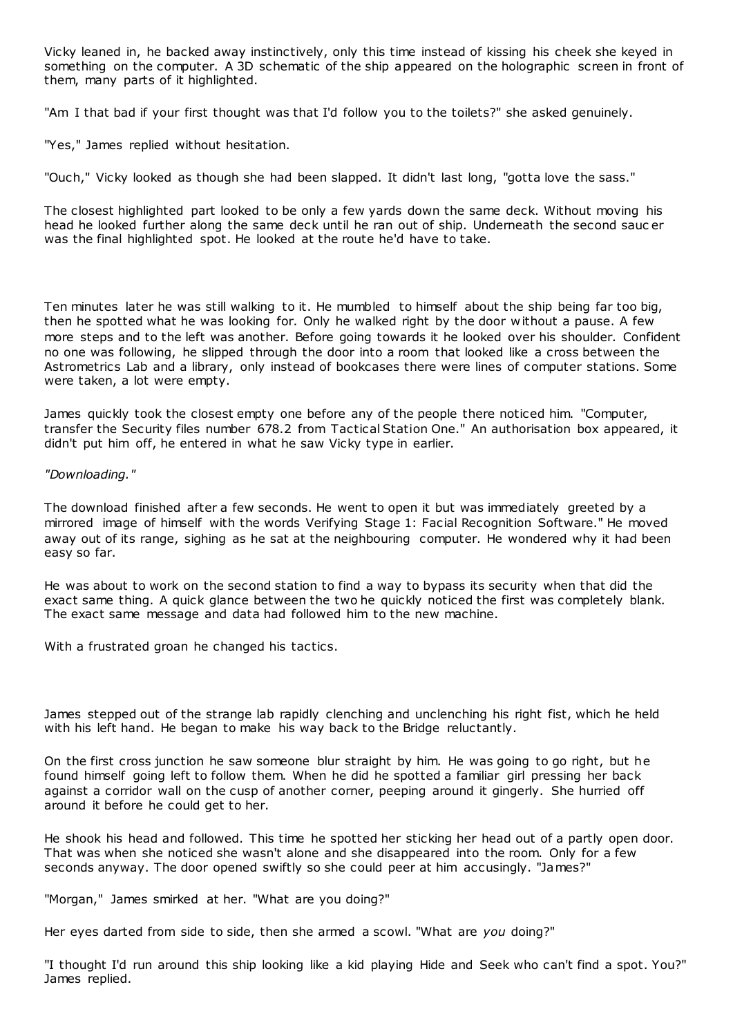Vicky leaned in, he backed away instinctively, only this time instead of kissing his cheek she keyed in something on the computer. A 3D schematic of the ship appeared on the holographic screen in front of them, many parts of it highlighted.

"Am I that bad if your first thought was that I'd follow you to the toilets?" she asked genuinely.

"Yes," James replied without hesitation.

"Ouch," Vicky looked as though she had been slapped. It didn't last long, "gotta love the sass."

The closest highlighted part looked to be only a few yards down the same deck. Without moving his head he looked further along the same deck until he ran out of ship. Underneath the second saucer was the final highlighted spot. He looked at the route he'd have to take.

Ten minutes later he was still walking to it. He mumbled to himself about the ship being far too big, then he spotted what he was looking for. Only he walked right by the door without a pause. A few more steps and to the left was another. Before going towards it he looked over his shoulder. Confident no one was following, he slipped through the door into a room that looked like a cross between the Astrometrics Lab and a library, only instead of bookcases there were lines of computer stations. Some were taken, a lot were empty.

James quickly took the closest empty one before any of the people there noticed him. "Computer, transfer the Security files number 678.2 from Tactical Station One." An authorisation box appeared, it didn't put him off, he entered in what he saw Vicky type in earlier.

*"Downloading."*

The download finished after a few seconds. He went to open it but was immediately greeted by a mirrored image of himself with the words Verifying Stage 1: Facial Recognition Software." He moved away out of its range, sighing as he sat at the neighbouring computer. He wondered why it had been easy so far.

He was about to work on the second station to find a way to bypass its security when that did the exact same thing. A quick glance between the two he quickly noticed the first was completely blank. The exact same message and data had followed him to the new machine.

With a frustrated groan he changed his tactics.

James stepped out of the strange lab rapidly clenching and unclenching his right fist, which he held with his left hand. He began to make his way back to the Bridge reluctantly.

On the first cross junction he saw someone blur straight by him. He was going to go right, but he found himself going left to follow them. When he did he spotted a familiar girl pressing her back against a corridor wall on the cusp of another corner, peeping around it gingerly. She hurried off around it before he could get to her.

He shook his head and followed. This time he spotted her sticking her head out of a partly open door. That was when she noticed she wasn't alone and she disappeared into the room. Only for a few seconds anyway. The door opened swiftly so she could peer at him accusingly. "James?"

"Morgan," James smirked at her. "What are you doing?"

Her eyes darted from side to side, then she armed a scowl. "What are *you* doing?"

"I thought I'd run around this ship looking like a kid playing Hide and Seek who can't find a spot. You?" James replied.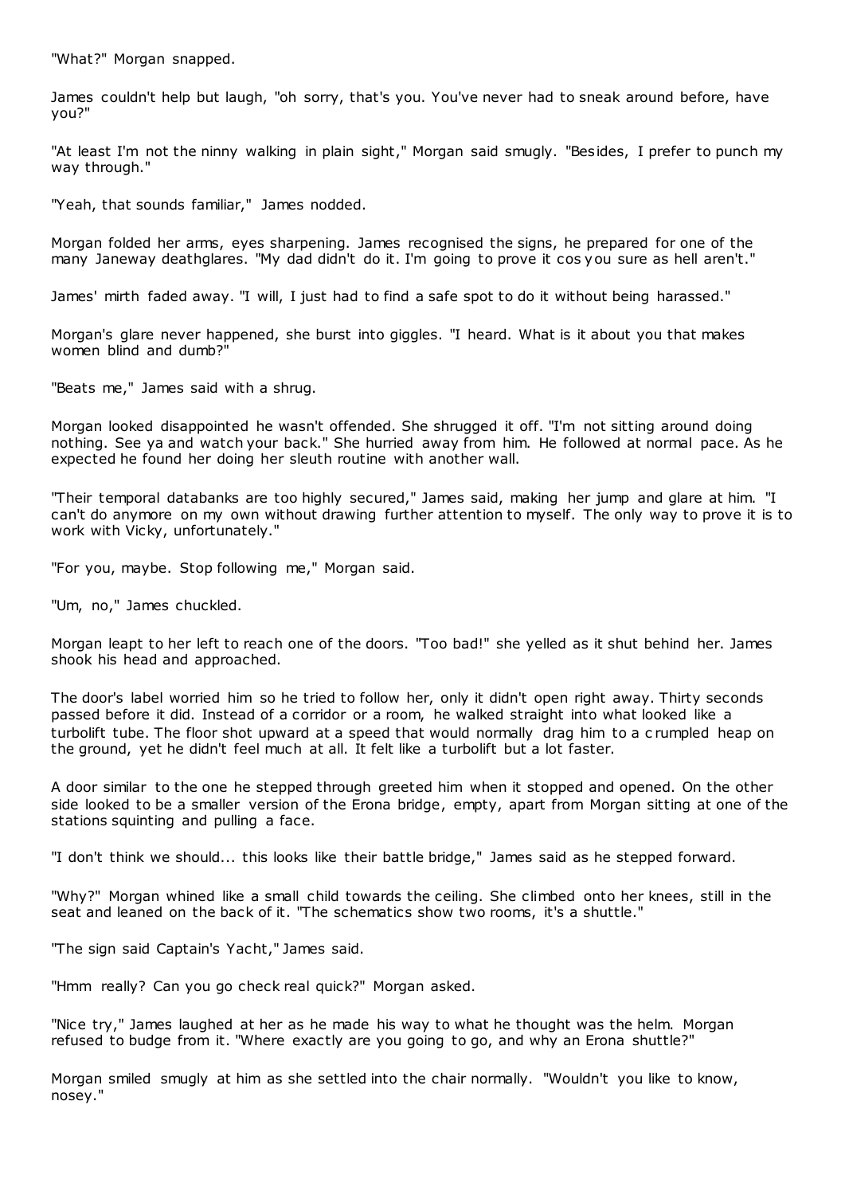"What?" Morgan snapped.

James couldn't help but laugh, "oh sorry, that's you. You've never had to sneak around before, have you?"

"At least I'm not the ninny walking in plain sight," Morgan said smugly. "Besides, I prefer to punch my way through."

"Yeah, that sounds familiar," James nodded.

Morgan folded her arms, eyes sharpening. James recognised the signs, he prepared for one of the many Janeway deathglares. "My dad didn't do it. I'm going to prove it cos you sure as hell aren't."

James' mirth faded away. "I will, I just had to find a safe spot to do it without being harassed."

Morgan's glare never happened, she burst into giggles. "I heard. What is it about you that makes women blind and dumb?"

"Beats me," James said with a shrug.

Morgan looked disappointed he wasn't offended. She shrugged it off. "I'm not sitting around doing nothing. See ya and watch your back." She hurried away from him. He followed at normal pace. As he expected he found her doing her sleuth routine with another wall.

"Their temporal databanks are too highly secured," James said, making her jump and glare at him. "I can't do anymore on my own without drawing further attention to myself. The only way to prove it is to work with Vicky, unfortunately."

"For you, maybe. Stop following me," Morgan said.

"Um, no," James chuckled.

Morgan leapt to her left to reach one of the doors. "Too bad!" she yelled as it shut behind her. James shook his head and approached.

The door's label worried him so he tried to follow her, only it didn't open right away. Thirty seconds passed before it did. Instead of a corridor or a room, he walked straight into what looked like a turbolift tube. The floor shot upward at a speed that would normally drag him to a crumpled heap on the ground, yet he didn't feel much at all. It felt like a turbolift but a lot faster.

A door similar to the one he stepped through greeted him when it stopped and opened. On the other side looked to be a smaller version of the Erona bridge, empty, apart from Morgan sitting at one of the stations squinting and pulling a face.

"I don't think we should... this looks like their battle bridge," James said as he stepped forward.

"Why?" Morgan whined like a small child towards the ceiling. She climbed onto her knees, still in the seat and leaned on the back of it. "The schematics show two rooms, it's a shuttle."

"The sign said Captain's Yacht," James said.

"Hmm really? Can you go check real quick?" Morgan asked.

"Nice try," James laughed at her as he made his way to what he thought was the helm. Morgan refused to budge from it. "Where exactly are you going to go, and why an Erona shuttle?"

Morgan smiled smugly at him as she settled into the chair normally. "Wouldn't you like to know, nosey."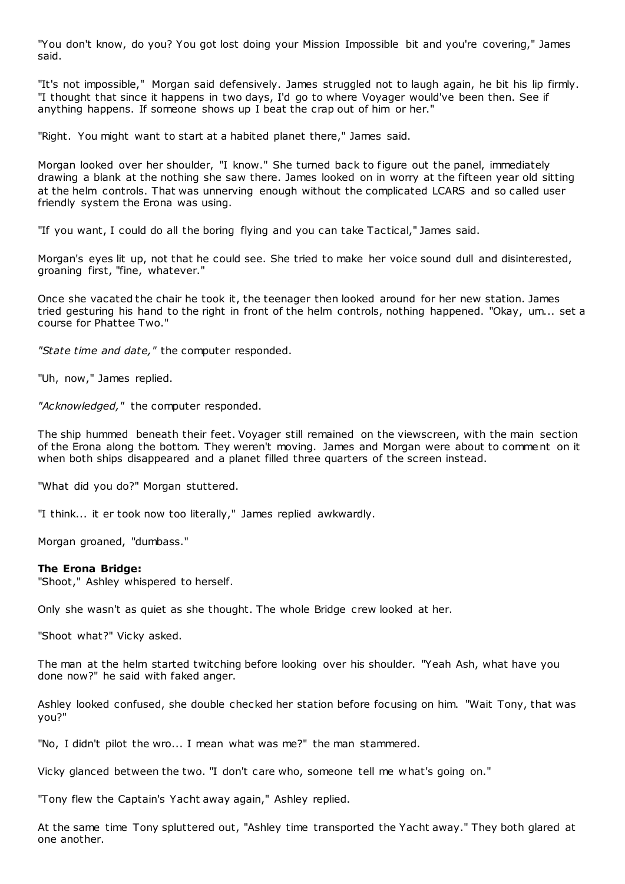"You don't know, do you? You got lost doing your Mission Impossible bit and you're covering," James said.

"It's not impossible," Morgan said defensively. James struggled not to laugh again, he bit his lip firmly. "I thought that since it happens in two days, I'd go to where Voyager would've been then. See if anything happens. If someone shows up I beat the crap out of him or her."

"Right. You might want to start at a habited planet there," James said.

Morgan looked over her shoulder, "I know." She turned back to figure out the panel, immediately drawing a blank at the nothing she saw there. James looked on in worry at the fifteen year old sitting at the helm controls. That was unnerving enough without the complicated LCARS and so called user friendly system the Erona was using.

"If you want, I could do all the boring flying and you can take Tactical," James said.

Morgan's eyes lit up, not that he could see. She tried to make her voice sound dull and disinterested, groaning first, "fine, whatever."

Once she vacated the chair he took it, the teenager then looked around for her new station. James tried gesturing his hand to the right in front of the helm controls, nothing happened. "Okay, um... set a course for Phattee Two."

*"State time and date,"* the computer responded.

"Uh, now," James replied.

*"Acknowledged,"* the computer responded.

The ship hummed beneath their feet. Voyager still remained on the viewscreen, with the main section of the Erona along the bottom. They weren't moving. James and Morgan were about to comment on it when both ships disappeared and a planet filled three quarters of the screen instead.

"What did you do?" Morgan stuttered.

"I think... it er took now too literally," James replied awkwardly.

Morgan groaned, "dumbass."

**The Erona Bridge:**

"Shoot," Ashley whispered to herself.

Only she wasn't as quiet as she thought. The whole Bridge crew looked at her.

"Shoot what?" Vicky asked.

The man at the helm started twitching before looking over his shoulder. "Yeah Ash, what have you done now?" he said with faked anger.

Ashley looked confused, she double checked her station before focusing on him. "Wait Tony, that was you?"

"No, I didn't pilot the wro... I mean what was me?" the man stammered.

Vicky glanced between the two. "I don't care who, someone tell me what's going on."

"Tony flew the Captain's Yacht away again," Ashley replied.

At the same time Tony spluttered out, "Ashley time transported the Yacht away." They both glared at one another.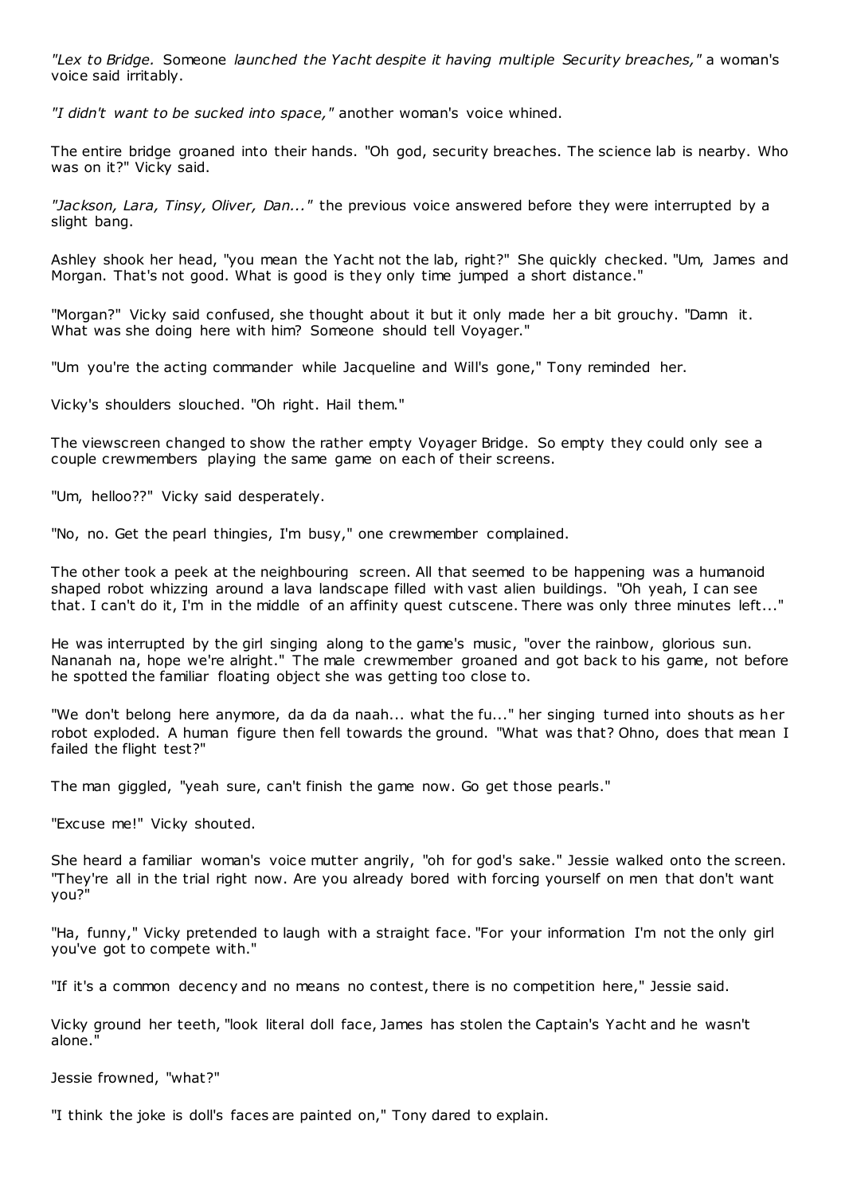*"Lex to Bridge.* Someone *launched the Yacht despite it having multiple Security breaches,"* a woman's voice said irritably.

*"I didn't want to be sucked into space,"* another woman's voice whined.

The entire bridge groaned into their hands. "Oh god, security breaches. The science lab is nearby. Who was on it?" Vicky said.

*"Jackson, Lara, Tinsy, Oliver, Dan..."* the previous voice answered before they were interrupted by a slight bang.

Ashley shook her head, "you mean the Yacht not the lab, right?" She quickly checked. "Um, James and Morgan. That's not good. What is good is they only time jumped a short distance."

"Morgan?" Vicky said confused, she thought about it but it only made her a bit grouchy. "Damn it. What was she doing here with him? Someone should tell Voyager."

"Um you're the acting commander while Jacqueline and Will's gone," Tony reminded her.

Vicky's shoulders slouched. "Oh right. Hail them."

The viewscreen changed to show the rather empty Voyager Bridge. So empty they could only see a couple crewmembers playing the same game on each of their screens.

"Um, helloo??" Vicky said desperately.

"No, no. Get the pearl thingies, I'm busy," one crewmember complained.

The other took a peek at the neighbouring screen. All that seemed to be happening was a humanoid shaped robot whizzing around a lava landscape filled with vast alien buildings. "Oh yeah, I can see that. I can't do it, I'm in the middle of an affinity quest cutscene. There was only three minutes left..."

He was interrupted by the girl singing along to the game's music, "over the rainbow, glorious sun. Nananah na, hope we're alright." The male crewmember groaned and got back to his game, not before he spotted the familiar floating object she was getting too close to.

"We don't belong here anymore, da da da naah... what the fu..." her singing turned into shouts as her robot exploded. A human figure then fell towards the ground. "What was that? Ohno, does that mean I failed the flight test?"

The man giggled, "yeah sure, can't finish the game now. Go get those pearls."

"Excuse me!" Vicky shouted.

She heard a familiar woman's voice mutter angrily, "oh for god's sake." Jessie walked onto the screen. "They're all in the trial right now. Are you already bored with forcing yourself on men that don't want you?"

"Ha, funny," Vicky pretended to laugh with a straight face. "For your information I'm not the only girl you've got to compete with."

"If it's a common decency and no means no contest, there is no competition here," Jessie said.

Vicky ground her teeth, "look literal doll face, James has stolen the Captain's Yacht and he wasn't alone."

Jessie frowned, "what?"

"I think the joke is doll's faces are painted on," Tony dared to explain.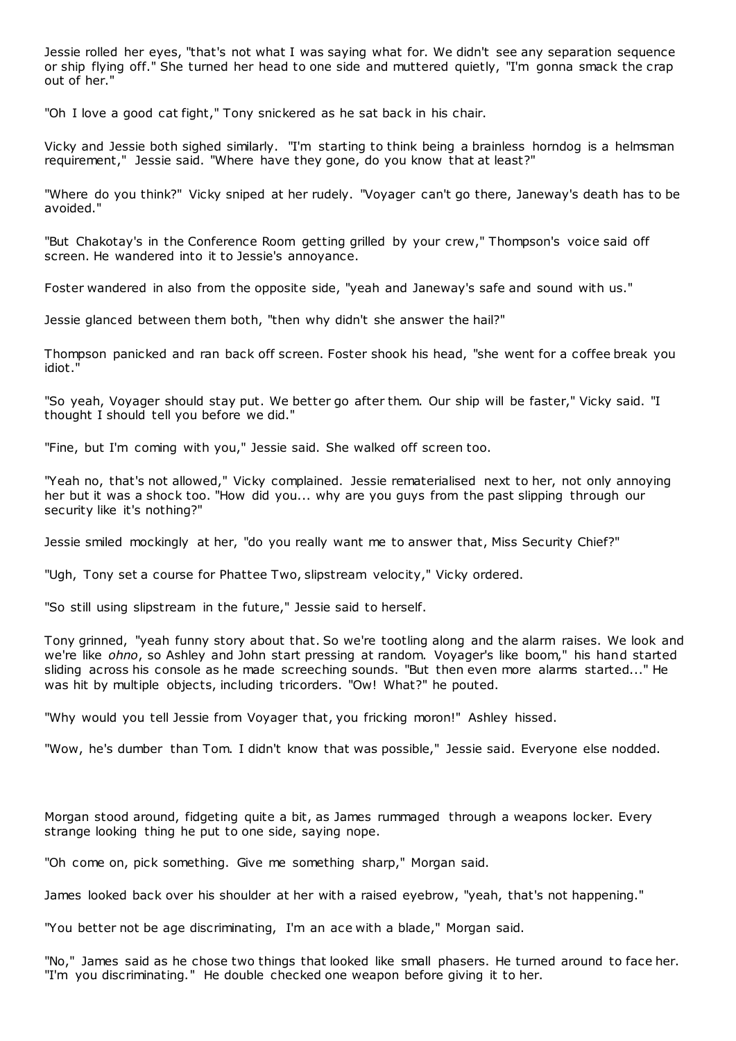Jessie rolled her eyes, "that's not what I was saying what for. We didn't see any separation sequence or ship flying off." She turned her head to one side and muttered quietly, "I'm gonna smack the crap out of her."

"Oh I love a good cat fight," Tony snickered as he sat back in his chair.

Vicky and Jessie both sighed similarly. "I'm starting to think being a brainless horndog is a helmsman requirement," Jessie said. "Where have they gone, do you know that at least?"

"Where do you think?" Vicky sniped at her rudely. "Voyager can't go there, Janeway's death has to be avoided."

"But Chakotay's in the Conference Room getting grilled by your crew," Thompson's voice said off screen. He wandered into it to Jessie's annoyance.

Foster wandered in also from the opposite side, "yeah and Janeway's safe and sound with us."

Jessie glanced between them both, "then why didn't she answer the hail?"

Thompson panicked and ran back off screen. Foster shook his head, "she went for a coffee break you idiot."

"So yeah, Voyager should stay put. We better go after them. Our ship will be faster," Vicky said. "I thought I should tell you before we did."

"Fine, but I'm coming with you," Jessie said. She walked off screen too.

"Yeah no, that's not allowed," Vicky complained. Jessie rematerialised next to her, not only annoying her but it was a shock too. "How did you... why are you guys from the past slipping through our security like it's nothing?"

Jessie smiled mockingly at her, "do you really want me to answer that, Miss Security Chief?"

"Ugh, Tony set a course for Phattee Two, slipstream velocity," Vicky ordered.

"So still using slipstream in the future," Jessie said to herself.

Tony grinned, "yeah funny story about that. So we're tootling along and the alarm raises. We look and we're like *ohno*, so Ashley and John start pressing at random. Voyager's like boom," his hand started sliding across his console as he made screeching sounds. "But then even more alarms started..." He was hit by multiple objects, including tricorders. "Ow! What?" he pouted.

"Why would you tell Jessie from Voyager that, you fricking moron!" Ashley hissed.

"Wow, he's dumber than Tom. I didn't know that was possible," Jessie said. Everyone else nodded.

Morgan stood around, fidgeting quite a bit, as James rummaged through a weapons locker. Every strange looking thing he put to one side, saying nope.

"Oh come on, pick something. Give me something sharp," Morgan said.

James looked back over his shoulder at her with a raised eyebrow, "yeah, that's not happening."

"You better not be age discriminating, I'm an ace with a blade," Morgan said.

"No," James said as he chose two things that looked like small phasers. He turned around to face her. "I'm you discriminating." He double checked one weapon before giving it to her.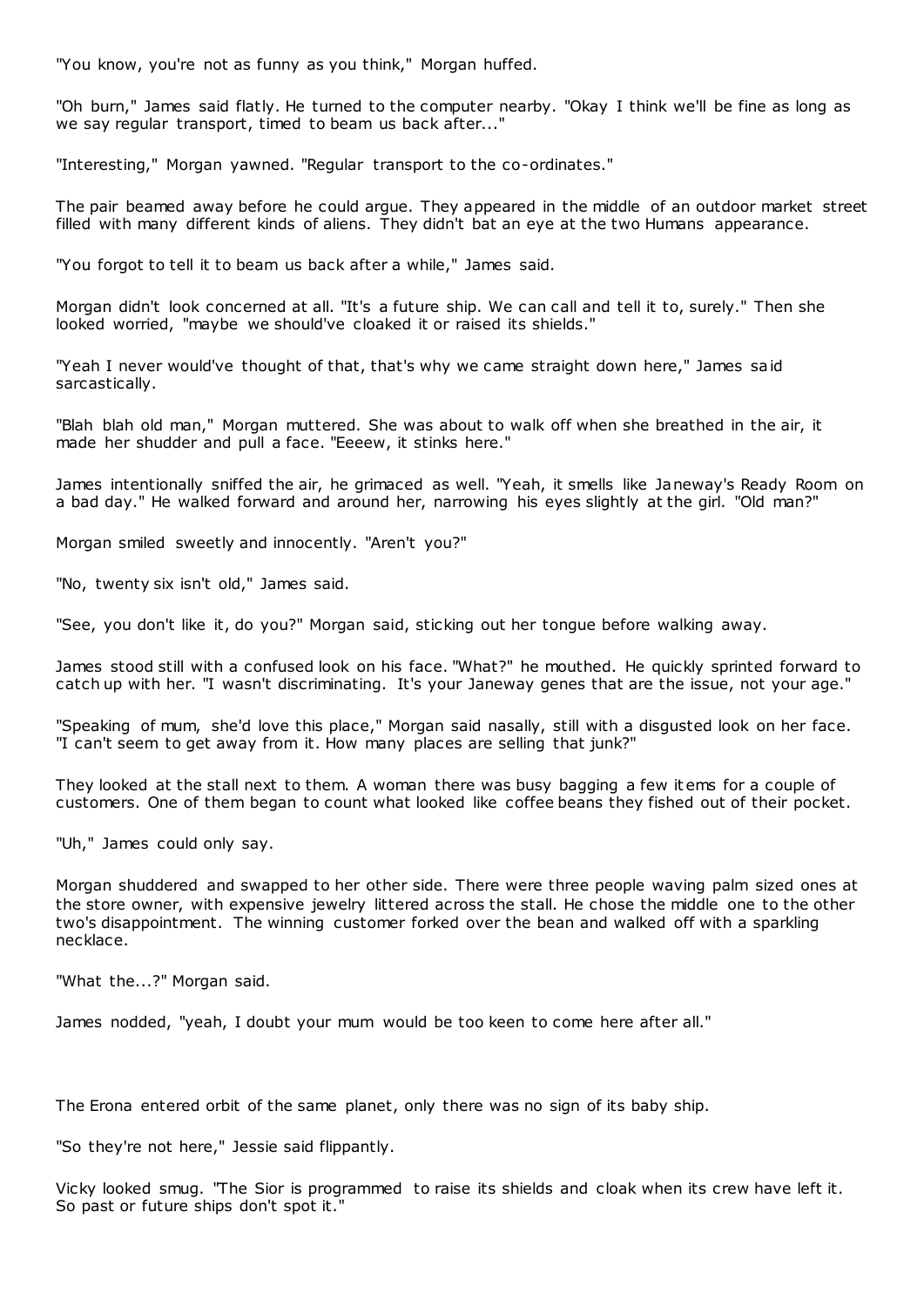"You know, you're not as funny as you think," Morgan huffed.

"Oh burn," James said flatly. He turned to the computer nearby. "Okay I think we'll be fine as long as we say regular transport, timed to beam us back after..."

"Interesting," Morgan yawned. "Regular transport to the co-ordinates."

The pair beamed away before he could argue. They appeared in the middle of an outdoor market street filled with many different kinds of aliens. They didn't bat an eye at the two Humans appearance.

"You forgot to tell it to beam us back after a while," James said.

Morgan didn't look concerned at all. "It's a future ship. We can call and tell it to, surely." Then she looked worried, "maybe we should've cloaked it or raised its shields."

"Yeah I never would've thought of that, that's why we came straight down here," James said sarcastically.

"Blah blah old man," Morgan muttered. She was about to walk off when she breathed in the air, it made her shudder and pull a face. "Eeeew, it stinks here."

James intentionally sniffed the air, he grimaced as well. "Yeah, it smells like Janeway's Ready Room on a bad day." He walked forward and around her, narrowing his eyes slightly at the girl. "Old man?"

Morgan smiled sweetly and innocently. "Aren't you?"

"No, twenty six isn't old," James said.

"See, you don't like it, do you?" Morgan said, sticking out her tongue before walking away.

James stood still with a confused look on his face. "What?" he mouthed. He quickly sprinted forward to catch up with her. "I wasn't discriminating. It's your Janeway genes that are the issue, not your age."

"Speaking of mum, she'd love this place," Morgan said nasally, still with a disgusted look on her face. "I can't seem to get away from it. How many places are selling that junk?"

They looked at the stall next to them. A woman there was busy bagging a few items for a couple of customers. One of them began to count what looked like coffee beans they fished out of their pocket.

"Uh," James could only say.

Morgan shuddered and swapped to her other side. There were three people waving palm sized ones at the store owner, with expensive jewelry littered across the stall. He chose the middle one to the other two's disappointment. The winning customer forked over the bean and walked off with a sparkling necklace.

"What the...?" Morgan said.

James nodded, "yeah, I doubt your mum would be too keen to come here after all."

The Erona entered orbit of the same planet, only there was no sign of its baby ship.

"So they're not here," Jessie said flippantly.

Vicky looked smug. "The Sior is programmed to raise its shields and cloak when its crew have left it. So past or future ships don't spot it."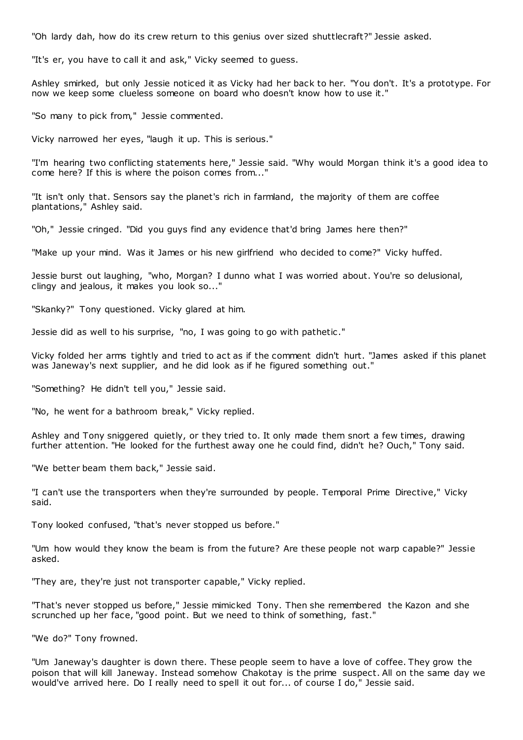"Oh lardy dah, how do its crew return to this genius over sized shuttlecraft?" Jessie asked.

"It's er, you have to call it and ask," Vicky seemed to guess.

Ashley smirked, but only Jessie noticed it as Vicky had her back to her. "You don't. It's a prototype. For now we keep some clueless someone on board who doesn't know how to use it."

"So many to pick from," Jessie commented.

Vicky narrowed her eyes, "laugh it up. This is serious."

"I'm hearing two conflicting statements here," Jessie said. "Why would Morgan think it's a good idea to come here? If this is where the poison comes from..."

"It isn't only that. Sensors say the planet's rich in farmland, the majority of them are coffee plantations," Ashley said.

"Oh," Jessie cringed. "Did you guys find any evidence that'd bring James here then?"

"Make up your mind. Was it James or his new girlfriend who decided to come?" Vicky huffed.

Jessie burst out laughing, "who, Morgan? I dunno what I was worried about. You're so delusional, clingy and jealous, it makes you look so..."

"Skanky?" Tony questioned. Vicky glared at him.

Jessie did as well to his surprise, "no, I was going to go with pathetic."

Vicky folded her arms tightly and tried to act as if the comment didn't hurt. "James asked if this planet was Janeway's next supplier, and he did look as if he figured something out."

"Something? He didn't tell you," Jessie said.

"No, he went for a bathroom break," Vicky replied.

Ashley and Tony sniggered quietly, or they tried to. It only made them snort a few times, drawing further attention. "He looked for the furthest away one he could find, didn't he? Ouch," Tony said.

"We better beam them back," Jessie said.

"I can't use the transporters when they're surrounded by people. Temporal Prime Directive," Vicky said.

Tony looked confused, "that's never stopped us before."

"Um how would they know the beam is from the future? Are these people not warp capable?" Jessie asked.

"They are, they're just not transporter capable," Vicky replied.

"That's never stopped us before," Jessie mimicked Tony. Then she remembered the Kazon and she scrunched up her face, "good point. But we need to think of something, fast."

"We do?" Tony frowned.

"Um Janeway's daughter is down there. These people seem to have a love of coffee. They grow the poison that will kill Janeway. Instead somehow Chakotay is the prime suspect. All on the same day we would've arrived here. Do I really need to spell it out for... of course I do," Jessie said.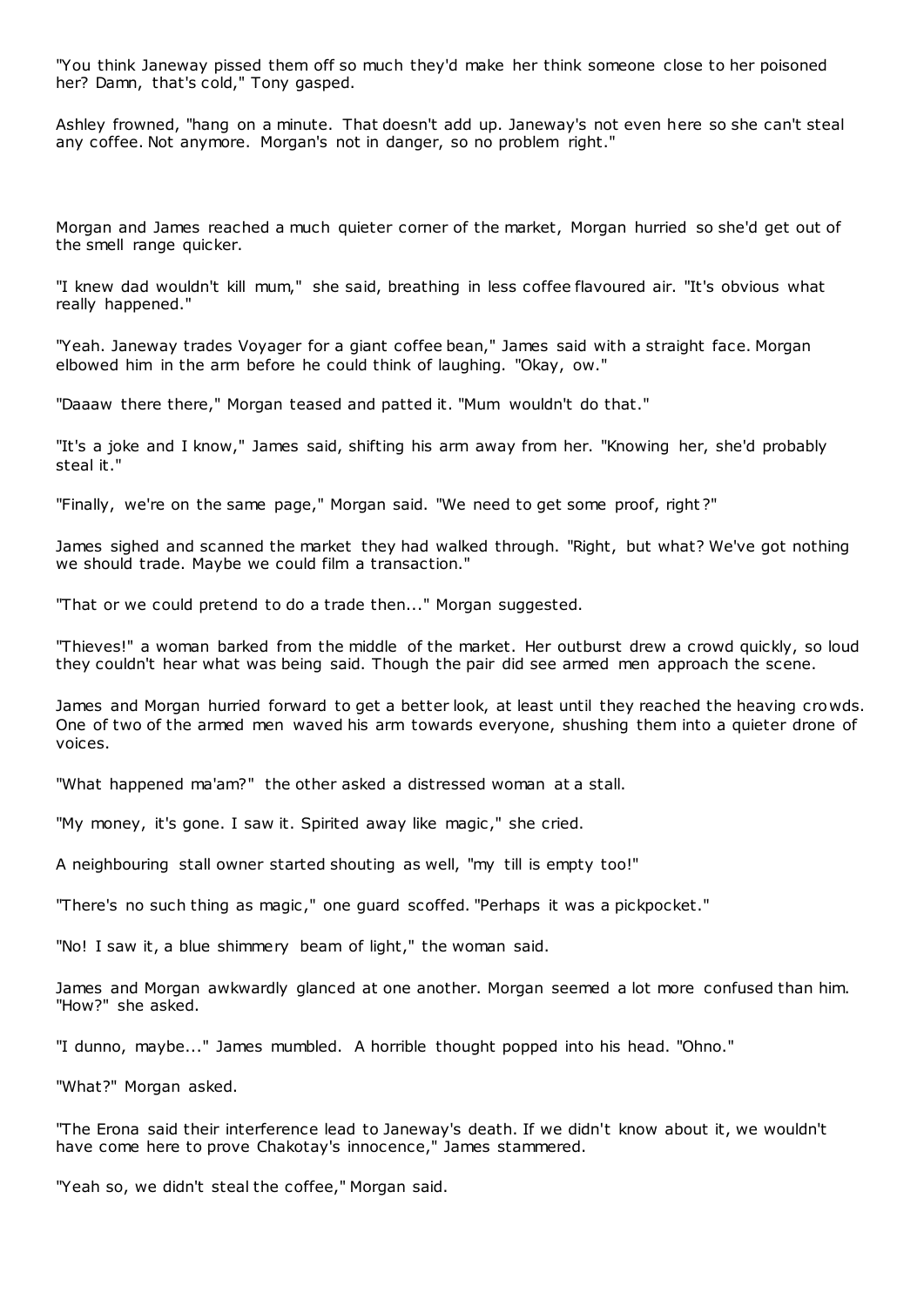"You think Janeway pissed them off so much they'd make her think someone close to her poisoned her? Damn, that's cold," Tony gasped.

Ashley frowned, "hang on a minute. That doesn't add up. Janeway's not even here so she can't steal any coffee. Not anymore. Morgan's not in danger, so no problem right."

Morgan and James reached a much quieter corner of the market, Morgan hurried so she'd get out of the smell range quicker.

"I knew dad wouldn't kill mum," she said, breathing in less coffee flavoured air. "It's obvious what really happened."

"Yeah. Janeway trades Voyager for a giant coffee bean," James said with a straight face. Morgan elbowed him in the arm before he could think of laughing. "Okay, ow."

"Daaaw there there," Morgan teased and patted it. "Mum wouldn't do that."

"It's a joke and I know," James said, shifting his arm away from her. "Knowing her, she'd probably steal it."

"Finally, we're on the same page," Morgan said. "We need to get some proof, right?"

James sighed and scanned the market they had walked through. "Right, but what? We've got nothing we should trade. Maybe we could film a transaction."

"That or we could pretend to do a trade then..." Morgan suggested.

"Thieves!" a woman barked from the middle of the market. Her outburst drew a crowd quickly, so loud they couldn't hear what was being said. Though the pair did see armed men approach the scene.

James and Morgan hurried forward to get a better look, at least until they reached the heaving crowds. One of two of the armed men waved his arm towards everyone, shushing them into a quieter drone of voices.

"What happened ma'am?" the other asked a distressed woman at a stall.

"My money, it's gone. I saw it. Spirited away like magic," she cried.

A neighbouring stall owner started shouting as well, "my till is empty too!"

"There's no such thing as magic," one guard scoffed. "Perhaps it was a pickpocket."

"No! I saw it, a blue shimmery beam of light," the woman said.

James and Morgan awkwardly glanced at one another. Morgan seemed a lot more confused than him. "How?" she asked.

"I dunno, maybe..." James mumbled. A horrible thought popped into his head. "Ohno."

"What?" Morgan asked.

"The Erona said their interference lead to Janeway's death. If we didn't know about it, we wouldn't have come here to prove Chakotay's innocence," James stammered.

"Yeah so, we didn't steal the coffee," Morgan said.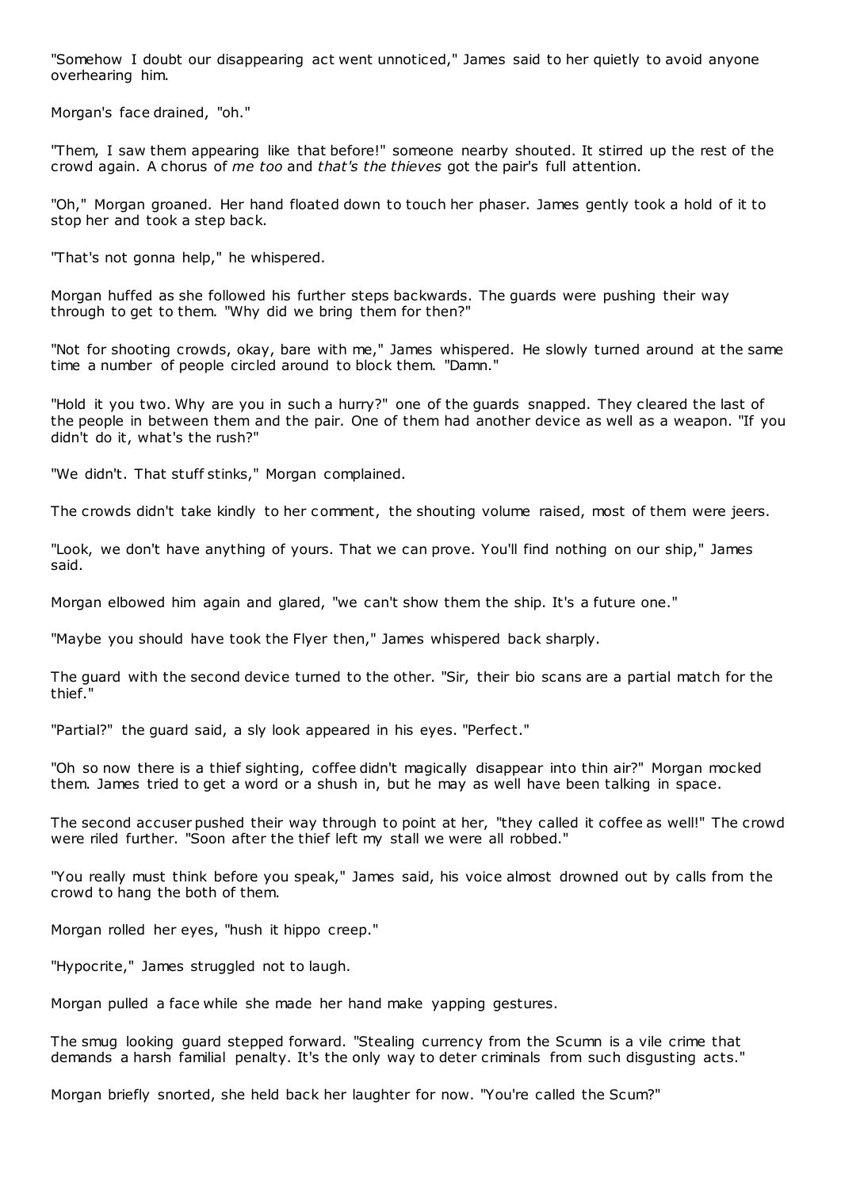"Somehow I doubt our disappearing act went unnoticed," James said to her quietly to avoid anyone overhearing him.

Morgan's face drained, "oh."

"Them, I saw them appearing like that before!" someone nearby shouted. It stirred up the rest of the crowd again. A chorus of *me too* and *that's the thieves* got the pair's full attention.

"Oh," Morgan groaned. Her hand floated down to touch her phaser. James gently took a hold of it to stop her and took a step back.

"That's not gonna help," he whispered.

Morgan huffed as she followed his further steps backwards. The guards were pushing their way through to get to them. "Why did we bring them for then?"

"Not for shooting crowds, okay, bare with me," James whispered. He slowly turned around at the same time a number of people circled around to block them. "Damn."

"Hold it you two. Why are you in such a hurry?" one of the guards snapped. They cleared the last of the people in between them and the pair. One of them had another device as well as a weapon. "If you didn't do it, what's the rush?"

"We didn't. That stuff stinks," Morgan complained.

The crowds didn't take kindly to her comment, the shouting volume raised, most of them were jeers.

"Look, we don't have anything of yours. That we can prove. You'll find nothing on our ship," James said.

Morgan elbowed him again and glared, "we can't show them the ship. It's a future one."

"Maybe you should have took the Flyer then," James whispered back sharply.

The guard with the second device turned to the other. "Sir, their bio scans are a partial match for the thief."

"Partial?" the guard said, a sly look appeared in his eyes. "Perfect."

"Oh so now there is a thief sighting, coffee didn't magically disappear into thin air?" Morgan mocked them. James tried to get a word or a shush in, but he may as well have been talking in space.

The second accuser pushed their way through to point at her, "they called it coffee as well!" The crowd were riled further. "Soon after the thief left my stall we were all robbed."

"You really must think before you speak," James said, his voice almost drowned out by calls from the crowd to hang the both of them.

Morgan rolled her eyes, "hush it hippo creep."

"Hypocrite," James struggled not to laugh.

Morgan pulled a face while she made her hand make yapping gestures.

The smug looking guard stepped forward. "Stealing currency from the Scumn is a vile crime that demands a harsh familial penalty. It's the only way to deter criminals from such disgusting acts."

Morgan briefly snorted, she held back her laughter for now. "You're called the Scum?"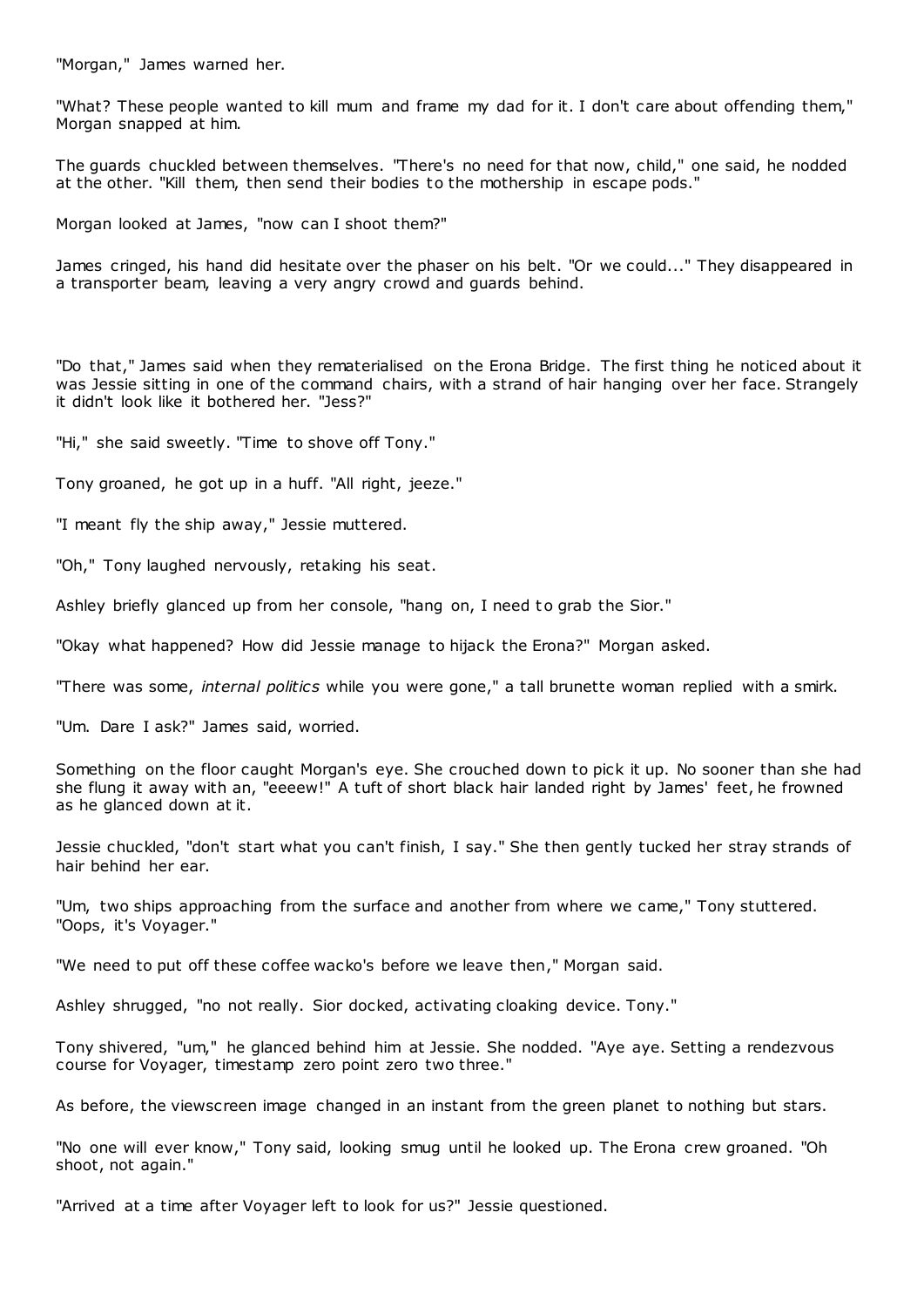"Morgan," James warned her.

"What? These people wanted to kill mum and frame my dad for it. I don't care about offending them," Morgan snapped at him.

The guards chuckled between themselves. "There's no need for that now, child," one said, he nodded at the other. "Kill them, then send their bodies to the mothership in escape pods."

Morgan looked at James, "now can I shoot them?"

James cringed, his hand did hesitate over the phaser on his belt. "Or we could..." They disappeared in a transporter beam, leaving a very angry crowd and guards behind.

"Do that," James said when they rematerialised on the Erona Bridge. The first thing he noticed about it was Jessie sitting in one of the command chairs, with a strand of hair hanging over her face. Strangely it didn't look like it bothered her. "Jess?"

"Hi," she said sweetly. "Time to shove off Tony."

Tony groaned, he got up in a huff. "All right, jeeze."

"I meant fly the ship away," Jessie muttered.

"Oh," Tony laughed nervously, retaking his seat.

Ashley briefly glanced up from her console, "hang on, I need to grab the Sior."

"Okay what happened? How did Jessie manage to hijack the Erona?" Morgan asked.

"There was some, *internal politics* while you were gone," a tall brunette woman replied with a smirk.

"Um. Dare I ask?" James said, worried.

Something on the floor caught Morgan's eye. She crouched down to pick it up. No sooner than she had she flung it away with an, "eeeew!" A tuft of short black hair landed right by James' feet, he frowned as he glanced down at it.

Jessie chuckled, "don't start what you can't finish, I say." She then gently tucked her stray strands of hair behind her ear.

"Um, two ships approaching from the surface and another from where we came," Tony stuttered. "Oops, it's Voyager."

"We need to put off these coffee wacko's before we leave then," Morgan said.

Ashley shrugged, "no not really. Sior docked, activating cloaking device. Tony."

Tony shivered, "um," he glanced behind him at Jessie. She nodded. "Aye aye. Setting a rendezvous course for Voyager, timestamp zero point zero two three."

As before, the viewscreen image changed in an instant from the green planet to nothing but stars.

"No one will ever know," Tony said, looking smug until he looked up. The Erona crew groaned. "Oh shoot, not again."

"Arrived at a time after Voyager left to look for us?" Jessie questioned.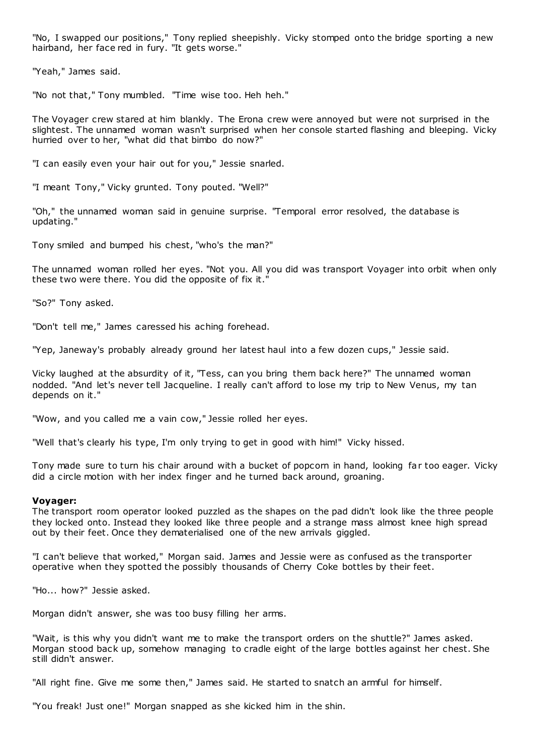"No, I swapped our positions," Tony replied sheepishly. Vicky stomped onto the bridge sporting a new hairband, her face red in fury. "It gets worse."

"Yeah," James said.

"No not that," Tony mumbled. "Time wise too. Heh heh."

The Voyager crew stared at him blankly. The Erona crew were annoyed but were not surprised in the slightest. The unnamed woman wasn't surprised when her console started flashing and bleeping. Vicky hurried over to her, "what did that bimbo do now?"

"I can easily even your hair out for you," Jessie snarled.

"I meant Tony," Vicky grunted. Tony pouted. "Well?"

"Oh," the unnamed woman said in genuine surprise. "Temporal error resolved, the database is updating."

Tony smiled and bumped his chest, "who's the man?"

The unnamed woman rolled her eyes. "Not you. All you did was transport Voyager into orbit when only these two were there. You did the opposite of fix it."

"So?" Tony asked.

"Don't tell me," James caressed his aching forehead.

"Yep, Janeway's probably already ground her latest haul into a few dozen cups," Jessie said.

Vicky laughed at the absurdity of it, "Tess, can you bring them back here?" The unnamed woman nodded. "And let's never tell Jacqueline. I really can't afford to lose my trip to New Venus, my tan depends on it."

"Wow, and you called me a vain cow," Jessie rolled her eyes.

"Well that's clearly his type, I'm only trying to get in good with him!" Vicky hissed.

Tony made sure to turn his chair around with a bucket of popcorn in hand, looking far too eager. Vicky did a circle motion with her index finger and he turned back around, groaning.

**Voyager:**
The transport room operator looked puzzled as the shapes on the pad didn't look like the three people they locked onto. Instead they looked like three people and a strange mass almost knee high spread out by their feet. Once they dematerialised one of the new arrivals giggled.

"I can't believe that worked," Morgan said. James and Jessie were as confused as the transporter operative when they spotted the possibly thousands of Cherry Coke bottles by their feet.

"Ho... how?" Jessie asked.

Morgan didn't answer, she was too busy filling her arms.

"Wait, is this why you didn't want me to make the transport orders on the shuttle?" James asked. Morgan stood back up, somehow managing to cradle eight of the large bottles against her chest. She still didn't answer.

"All right fine. Give me some then," James said. He started to snatch an armful for himself.

"You freak! Just one!" Morgan snapped as she kicked him in the shin.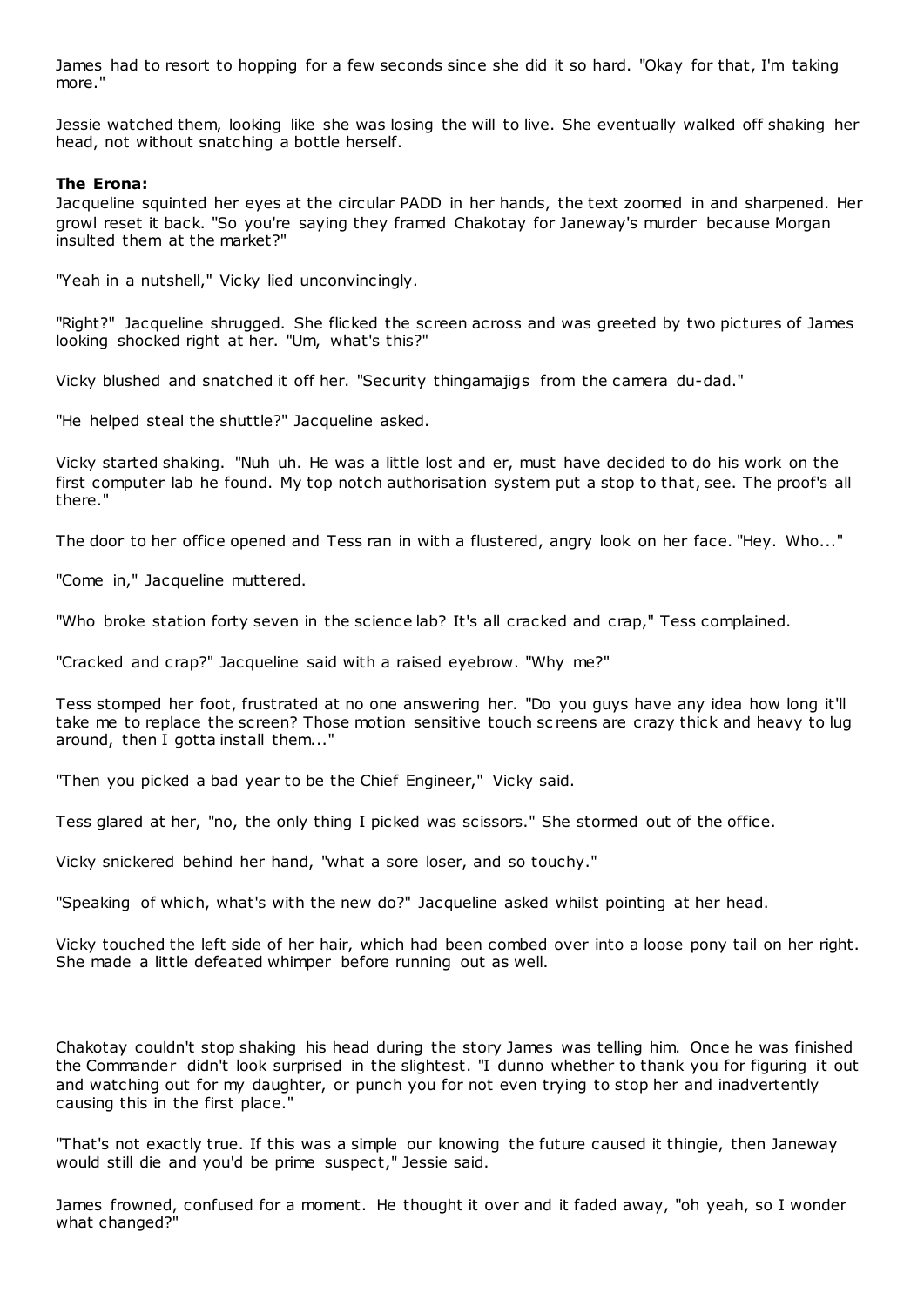James had to resort to hopping for a few seconds since she did it so hard. "Okay for that, I'm taking more."

Jessie watched them, looking like she was losing the will to live. She eventually walked off shaking her head, not without snatching a bottle herself.

**The Erona:**

Jacqueline squinted her eyes at the circular PADD in her hands, the text zoomed in and sharpened. Her growl reset it back. "So you're saying they framed Chakotay for Janeway's murder because Morgan insulted them at the market?"

"Yeah in a nutshell," Vicky lied unconvincingly.

"Right?" Jacqueline shrugged. She flicked the screen across and was greeted by two pictures of James looking shocked right at her. "Um, what's this?"

Vicky blushed and snatched it off her. "Security thingamajigs from the camera du-dad."

"He helped steal the shuttle?" Jacqueline asked.

Vicky started shaking. "Nuh uh. He was a little lost and er, must have decided to do his work on the first computer lab he found. My top notch authorisation system put a stop to that, see. The proof's all there."

The door to her office opened and Tess ran in with a flustered, angry look on her face. "Hey. Who..."

"Come in," Jacqueline muttered.

"Who broke station forty seven in the science lab? It's all cracked and crap," Tess complained.

"Cracked and crap?" Jacqueline said with a raised eyebrow. "Why me?"

Tess stomped her foot, frustrated at no one answering her. "Do you guys have any idea how long it'll take me to replace the screen? Those motion sensitive touch screens are crazy thick and heavy to lug around, then I gotta install them..."

"Then you picked a bad year to be the Chief Engineer," Vicky said.

Tess glared at her, "no, the only thing I picked was scissors." She stormed out of the office.

Vicky snickered behind her hand, "what a sore loser, and so touchy."

"Speaking of which, what's with the new do?" Jacqueline asked whilst pointing at her head.

Vicky touched the left side of her hair, which had been combed over into a loose pony tail on her right. She made a little defeated whimper before running out as well.

Chakotay couldn't stop shaking his head during the story James was telling him. Once he was finished the Commander didn't look surprised in the slightest. "I dunno whether to thank you for figuring it out and watching out for my daughter, or punch you for not even trying to stop her and inadvertently causing this in the first place."

"That's not exactly true. If this was a simple our knowing the future caused it thingie, then Janeway would still die and you'd be prime suspect," Jessie said.

James frowned, confused for a moment. He thought it over and it faded away, "oh yeah, so I wonder what changed?"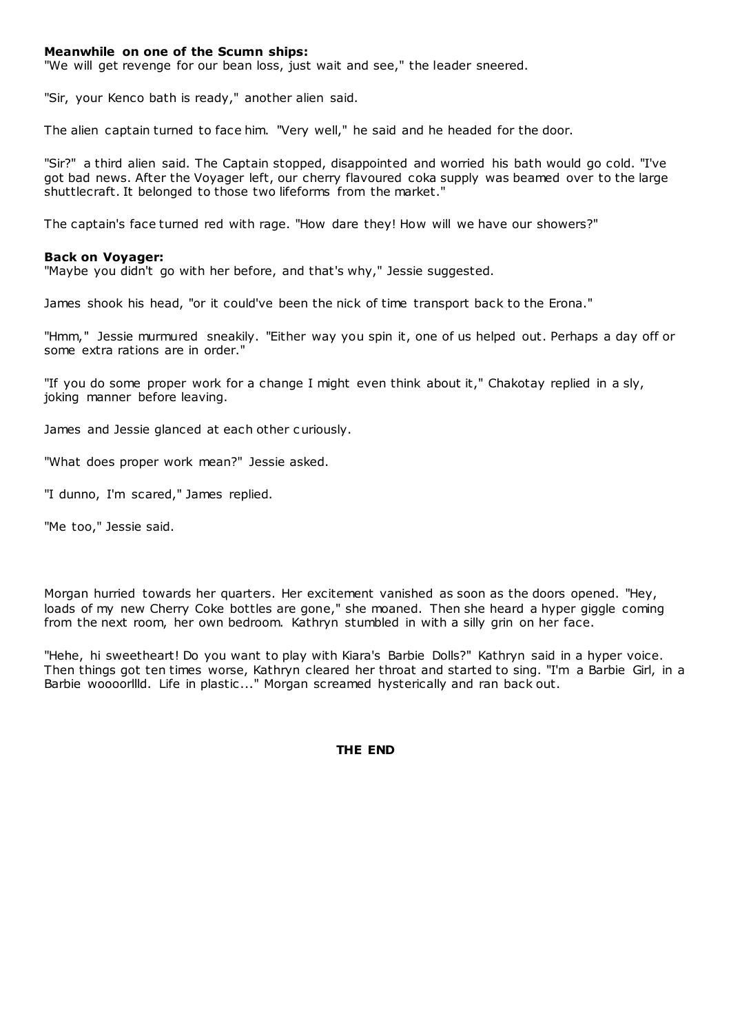**Meanwhile on one of the Scumn ships:**
"We will get revenge for our bean loss, just wait and see," the leader sneered.

"Sir, your Kenco bath is ready," another alien said.

The alien captain turned to face him. "Very well," he said and he headed for the door.

"Sir?" a third alien said. The Captain stopped, disappointed and worried his bath would go cold. "I've got bad news. After the Voyager left, our cherry flavoured coka supply was beamed over to the large shuttlecraft. It belonged to those two lifeforms from the market."

The captain's face turned red with rage. "How dare they! How will we have our showers?"

**Back on Voyager:**
"Maybe you didn't go with her before, and that's why," Jessie suggested.

James shook his head, "or it could've been the nick of time transport back to the Erona."

"Hmm," Jessie murmured sneakily. "Either way you spin it, one of us helped out. Perhaps a day off or some extra rations are in order."

"If you do some proper work for a change I might even think about it," Chakotay replied in a sly, joking manner before leaving.

James and Jessie glanced at each other curiously.

"What does proper work mean?" Jessie asked.

"I dunno, I'm scared," James replied.

"Me too," Jessie said.

Morgan hurried towards her quarters. Her excitement vanished as soon as the doors opened. "Hey, loads of my new Cherry Coke bottles are gone," she moaned. Then she heard a hyper giggle coming from the next room, her own bedroom. Kathryn stumbled in with a silly grin on her face.

"Hehe, hi sweetheart! Do you want to play with Kiara's Barbie Dolls?" Kathryn said in a hyper voice. Then things got ten times worse, Kathryn cleared her throat and started to sing. "I'm a Barbie Girl, in a Barbie woooorllld. Life in plastic..." Morgan screamed hysterically and ran back out.

**THE END**